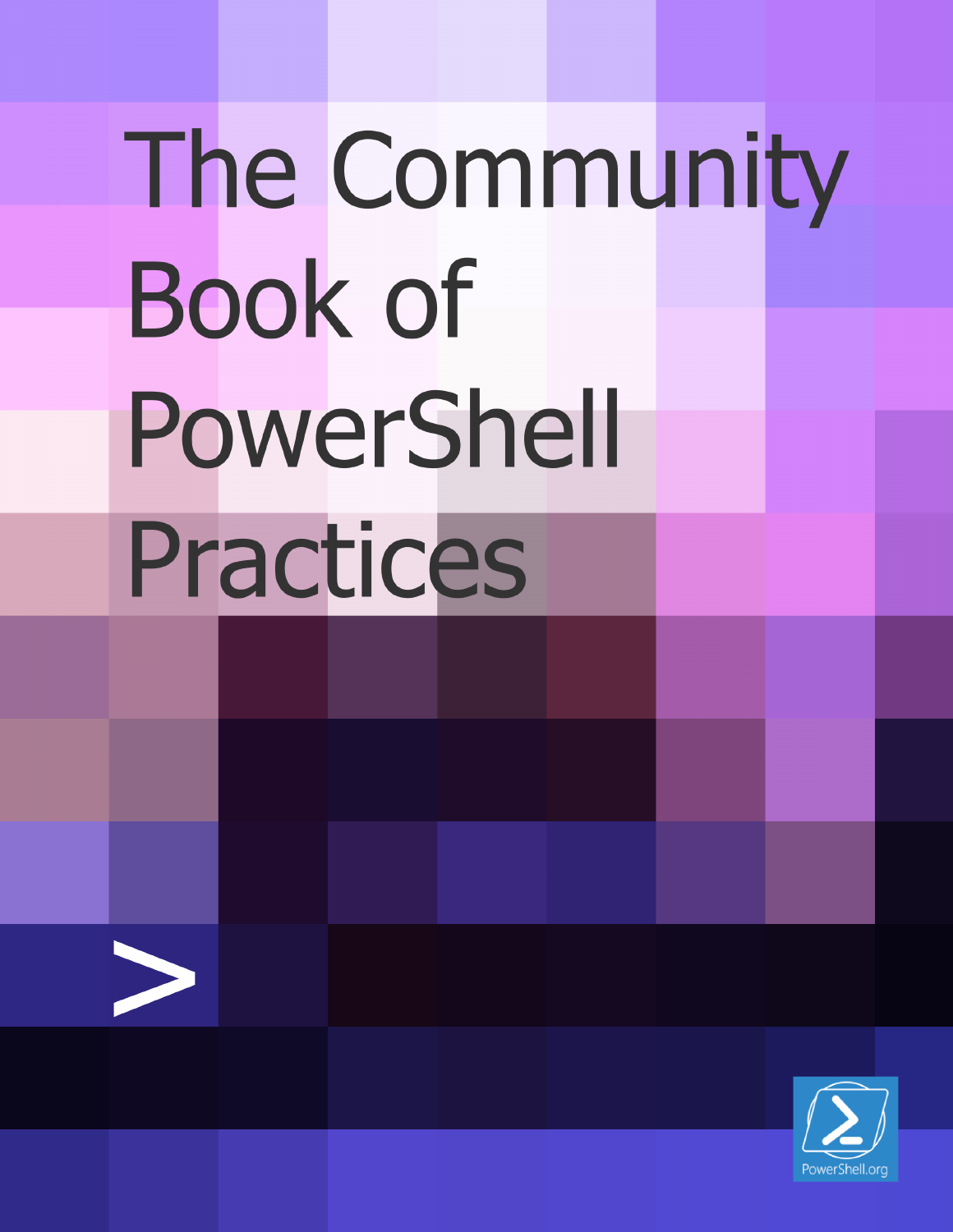# The Community Book of PowerShell Practices

>

PowerShell.org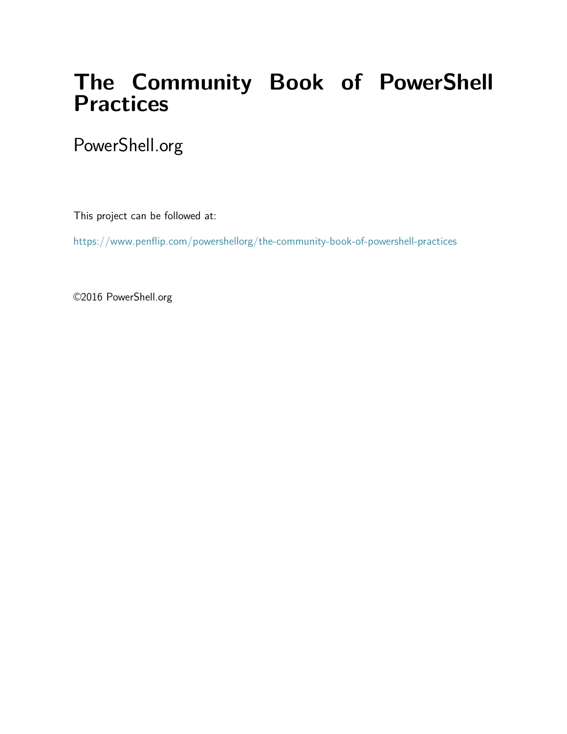# The Community Book of PowerShell Practices

PowerShell.org

This project can be followed at:

https://www.penflip.com/powershellorg/the-community-book-of-powershell-practices

©2016 PowerShell.org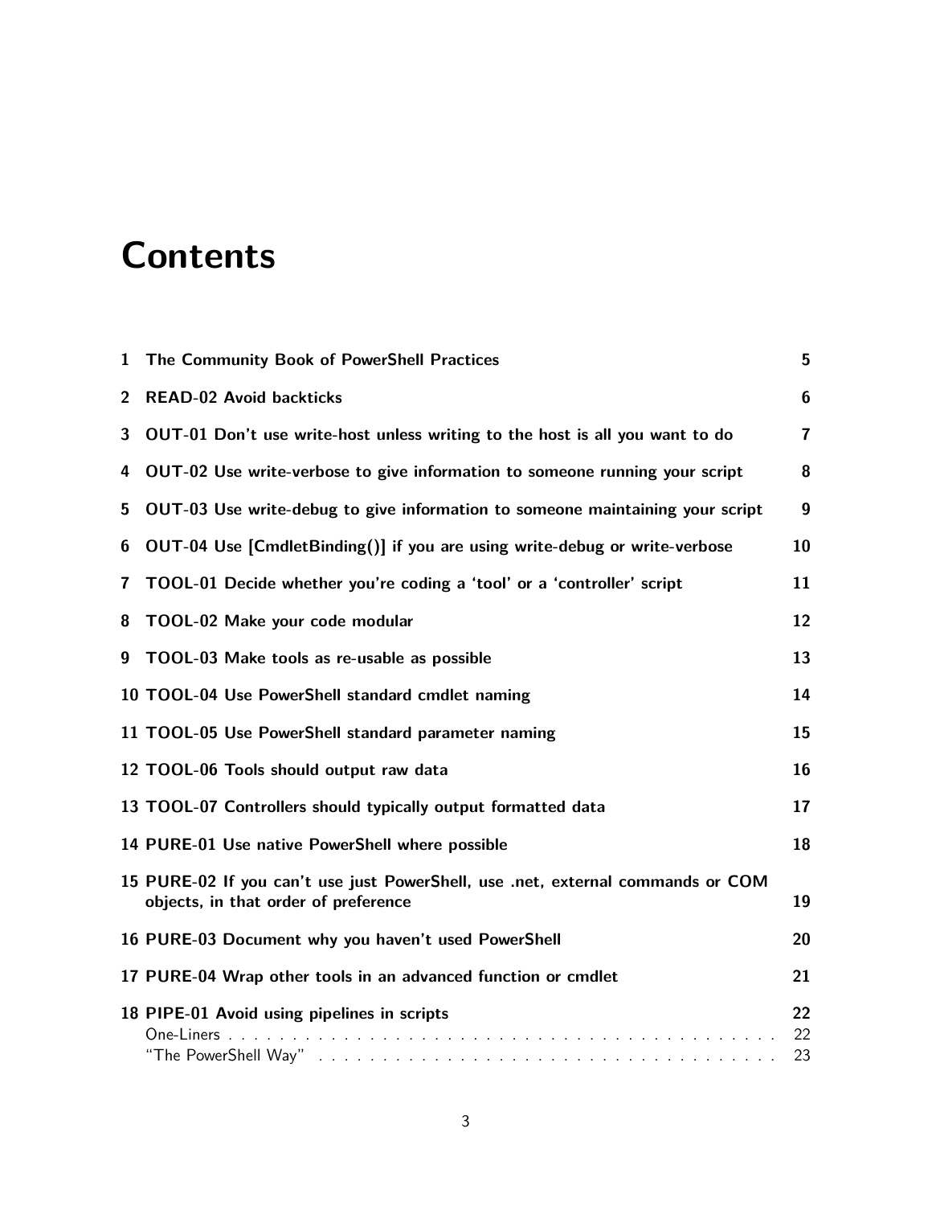# Contents

| | | |
|---|---|---|
| 1 | **The Community Book of PowerShell Practices** | **5** |
| 2 | **READ-02 Avoid backticks** | **6** |
| 3 | **OUT-01 Don't use write-host unless writing to the host is all you want to do** | **7** |
| 4 | **OUT-02 Use write-verbose to give information to someone running your script** | **8** |
| 5 | **OUT-03 Use write-debug to give information to someone maintaining your script** | **9** |
| 6 | **OUT-04 Use [CmdletBinding()] if you are using write-debug or write-verbose** | **10** |
| 7 | **TOOL-01 Decide whether you're coding a 'tool' or a 'controller' script** | **11** |
| 8 | **TOOL-02 Make your code modular** | **12** |
| 9 | **TOOL-03 Make tools as re-usable as possible** | **13** |
| 10 | **TOOL-04 Use PowerShell standard cmdlet naming** | **14** |
| 11 | **TOOL-05 Use PowerShell standard parameter naming** | **15** |
| 12 | **TOOL-06 Tools should output raw data** | **16** |
| 13 | **TOOL-07 Controllers should typically output formatted data** | **17** |
| 14 | **PURE-01 Use native PowerShell where possible** | **18** |
| 15 | **PURE-02 If you can't use just PowerShell, use .net, external commands or COM objects, in that order of preference** | **19** |
| 16 | **PURE-03 Document why you haven't used PowerShell** | **20** |
| 17 | **PURE-04 Wrap other tools in an advanced function or cmdlet** | **21** |
| 18 | **PIPE-01 Avoid using pipelines in scripts** | **22** |
| | One-Liners | 22 |
| | "The PowerShell Way" | 23 |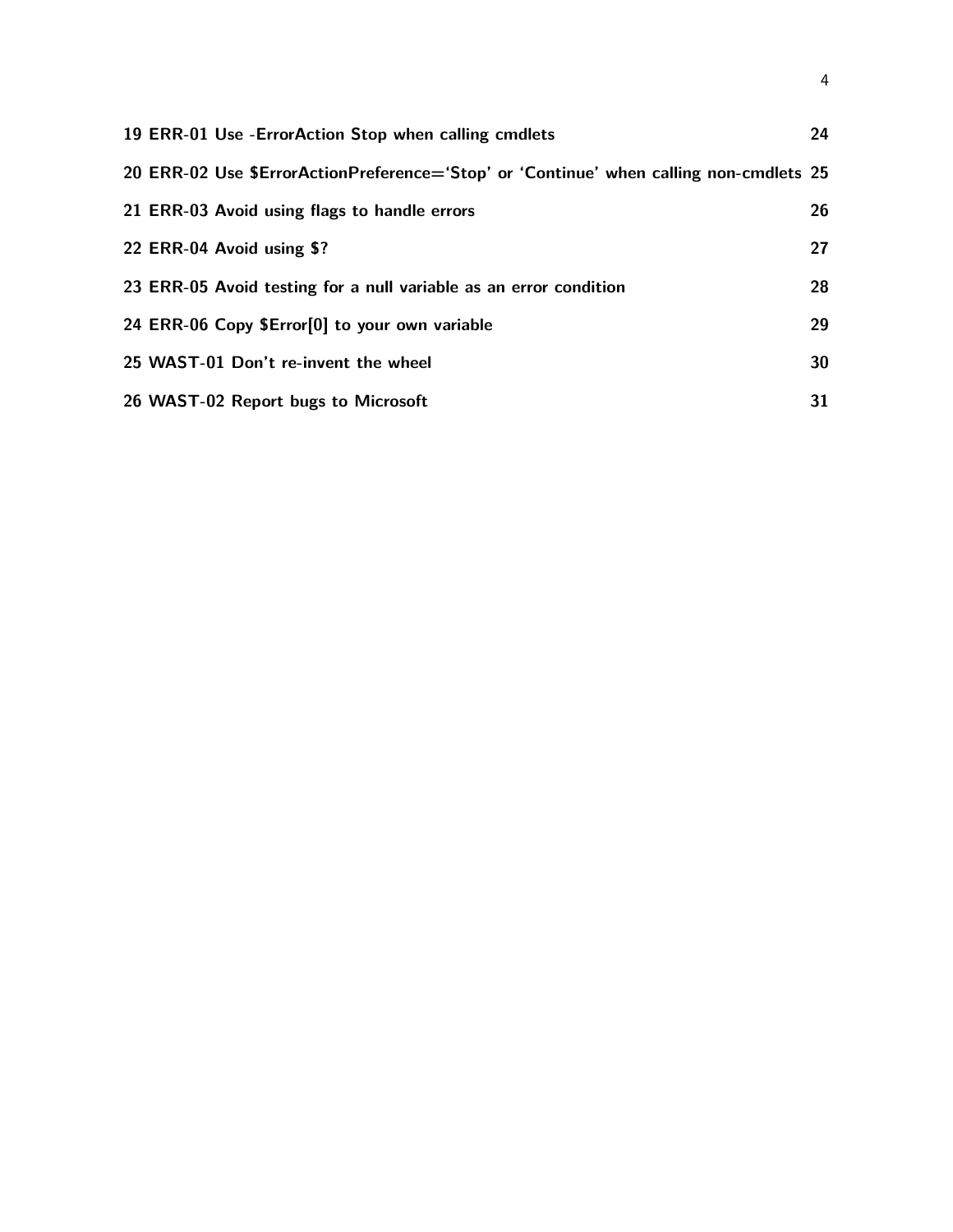**19 ERR-01 Use -ErrorAction Stop when calling cmdlets** 24

**20 ERR-02 Use $ErrorActionPreference='Stop' or 'Continue' when calling non-cmdlets** 25

**21 ERR-03 Avoid using flags to handle errors** 26

**22 ERR-04 Avoid using $?** 27

**23 ERR-05 Avoid testing for a null variable as an error condition** 28

**24 ERR-06 Copy $Error[0] to your own variable** 29

**25 WAST-01 Don't re-invent the wheel** 30

**26 WAST-02 Report bugs to Microsoft** 31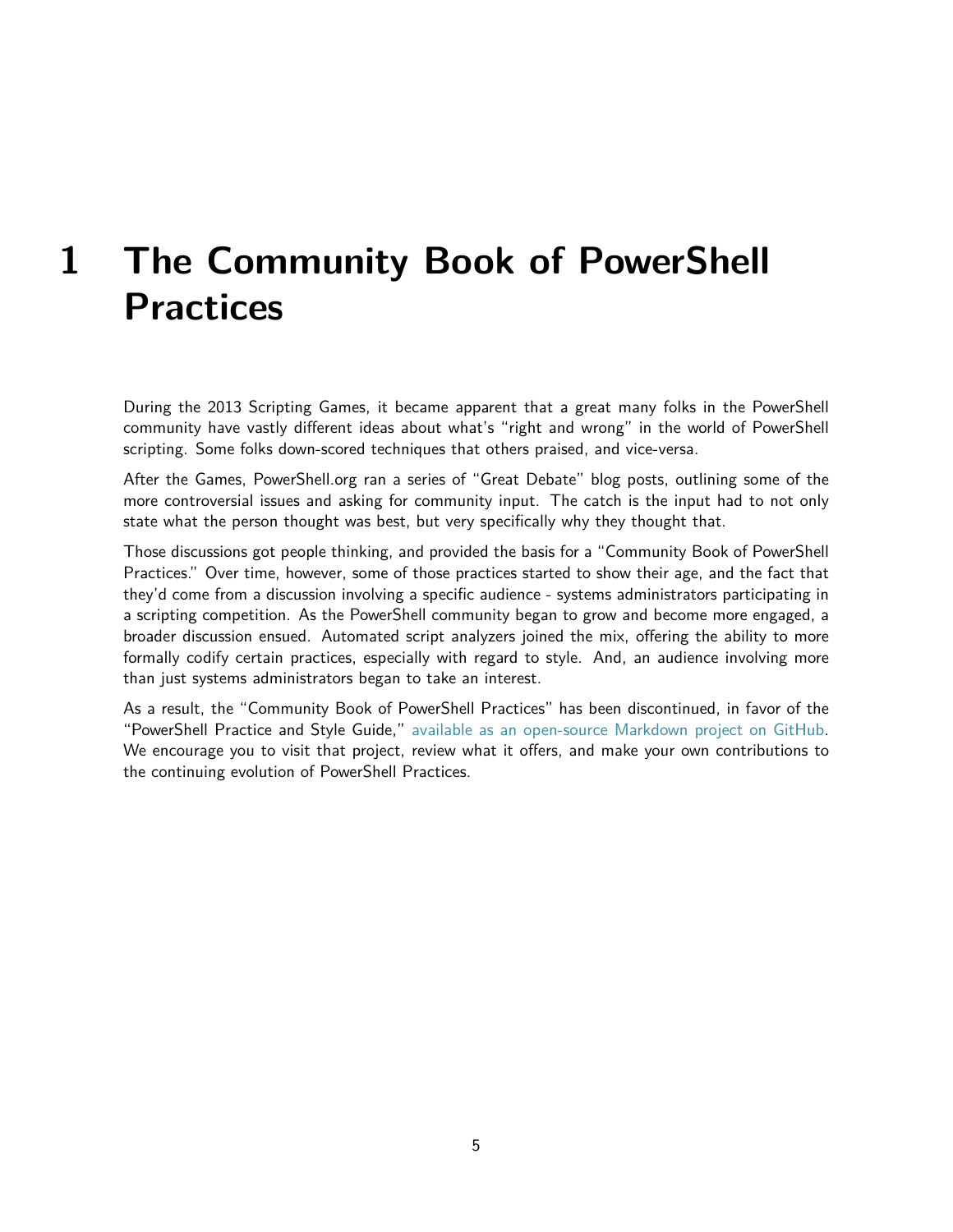# 1 The Community Book of PowerShell Practices

During the 2013 Scripting Games, it became apparent that a great many folks in the PowerShell community have vastly different ideas about what's "right and wrong" in the world of PowerShell scripting. Some folks down-scored techniques that others praised, and vice-versa.

After the Games, PowerShell.org ran a series of "Great Debate" blog posts, outlining some of the more controversial issues and asking for community input. The catch is the input had to not only state what the person thought was best, but very specifically why they thought that.

Those discussions got people thinking, and provided the basis for a "Community Book of PowerShell Practices." Over time, however, some of those practices started to show their age, and the fact that they'd come from a discussion involving a specific audience - systems administrators participating in a scripting competition. As the PowerShell community began to grow and become more engaged, a broader discussion ensued. Automated script analyzers joined the mix, offering the ability to more formally codify certain practices, especially with regard to style. And, an audience involving more than just systems administrators began to take an interest.

As a result, the "Community Book of PowerShell Practices" has been discontinued, in favor of the "PowerShell Practice and Style Guide," available as an open-source Markdown project on GitHub. We encourage you to visit that project, review what it offers, and make your own contributions to the continuing evolution of PowerShell Practices.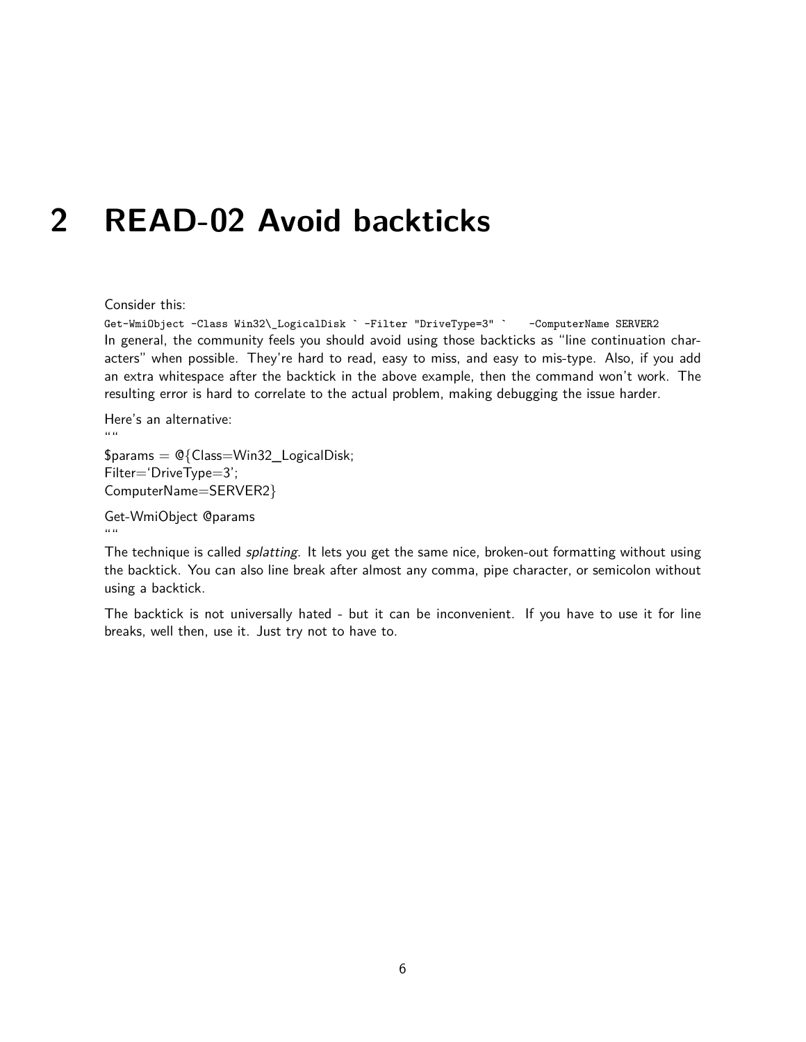# 2 READ-02 Avoid backticks

Consider this:

```
Get-WmiObject -Class Win32\_LogicalDisk ` -Filter "DriveType=3" `    -ComputerName SERVER2
```

In general, the community feels you should avoid using those backticks as "line continuation characters" when possible. They're hard to read, easy to miss, and easy to mis-type. Also, if you add an extra whitespace after the backtick in the above example, then the command won't work. The resulting error is hard to correlate to the actual problem, making debugging the issue harder.

Here's an alternative:
""
$params = @{Class=Win32_LogicalDisk;
Filter='DriveType=3';
ComputerName=SERVER2}

Get-WmiObject @params
""

The technique is called *splatting*. It lets you get the same nice, broken-out formatting without using the backtick. You can also line break after almost any comma, pipe character, or semicolon without using a backtick.

The backtick is not universally hated - but it can be inconvenient. If you have to use it for line breaks, well then, use it. Just try not to have to.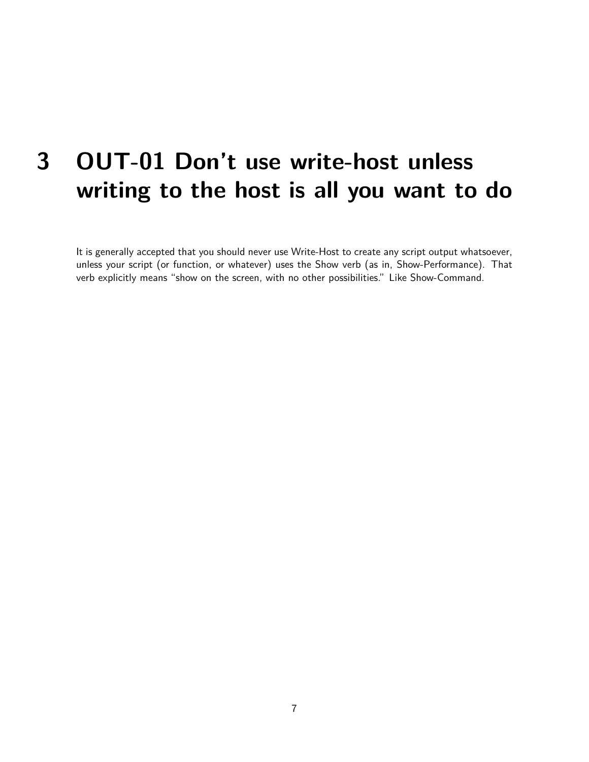# 3 OUT-01 Don't use write-host unless writing to the host is all you want to do

It is generally accepted that you should never use Write-Host to create any script output whatsoever, unless your script (or function, or whatever) uses the Show verb (as in, Show-Performance). That verb explicitly means "show on the screen, with no other possibilities." Like Show-Command.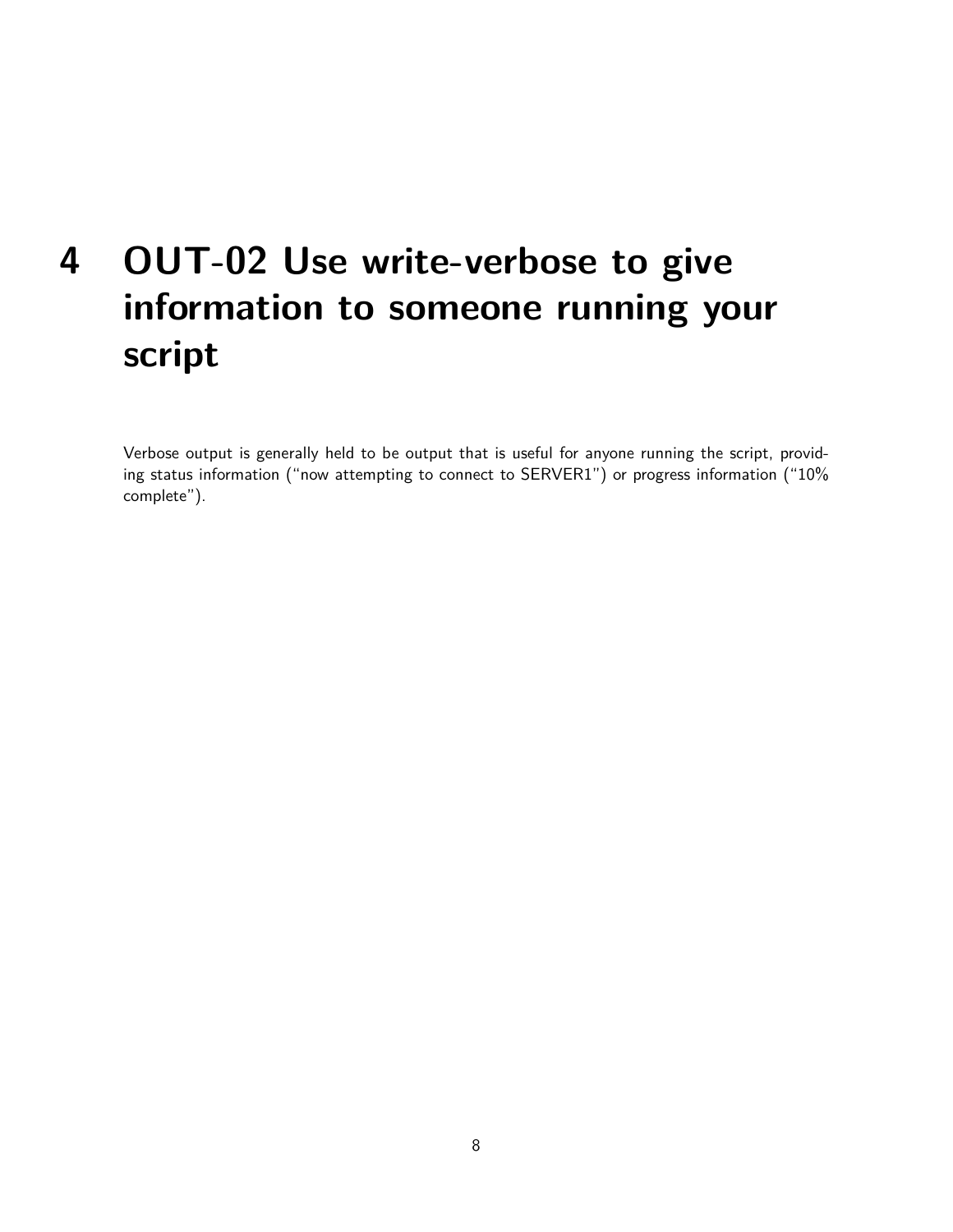# 4 OUT-02 Use write-verbose to give information to someone running your script

Verbose output is generally held to be output that is useful for anyone running the script, providing status information ("now attempting to connect to SERVER1") or progress information ("10% complete").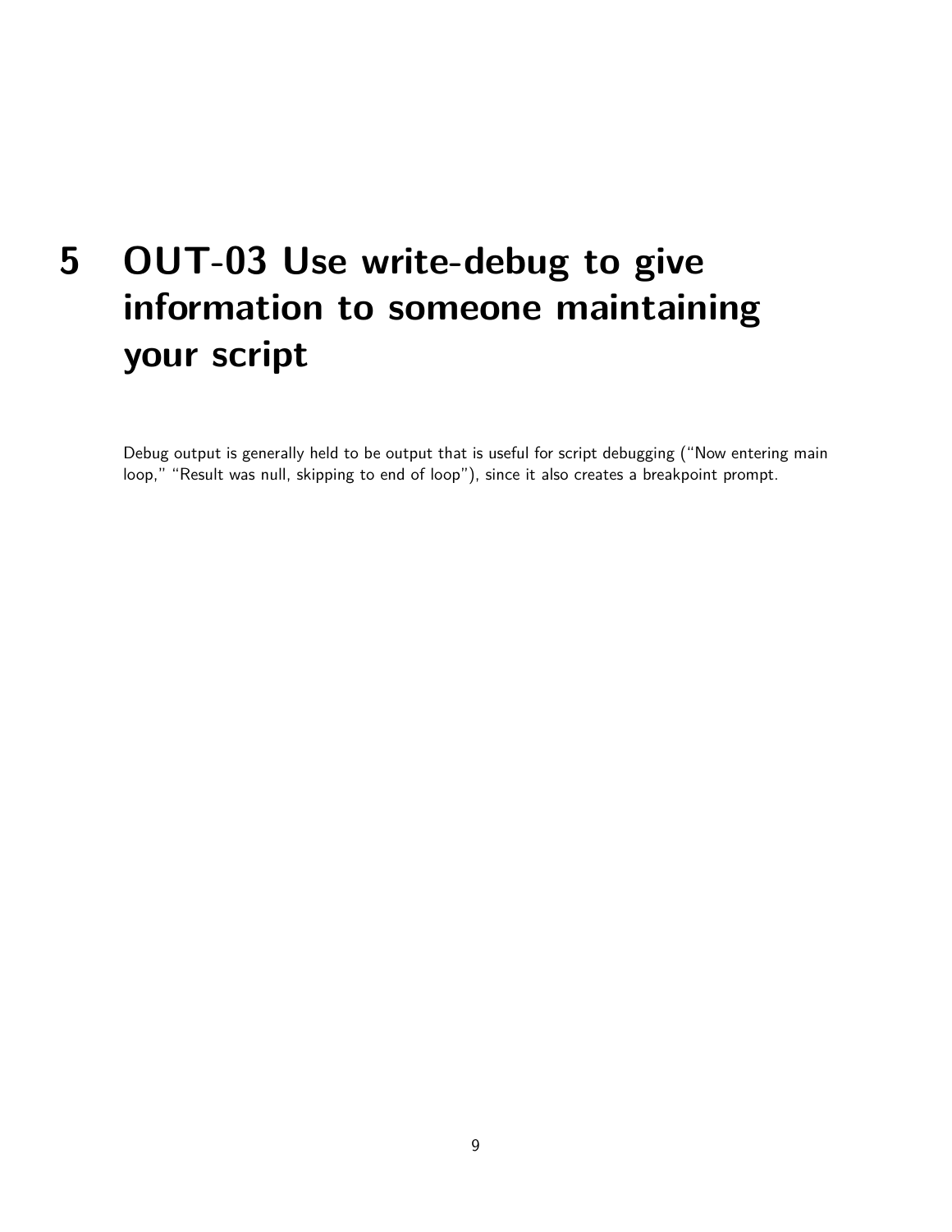# 5 OUT-03 Use write-debug to give information to someone maintaining your script

Debug output is generally held to be output that is useful for script debugging ("Now entering main loop," "Result was null, skipping to end of loop"), since it also creates a breakpoint prompt.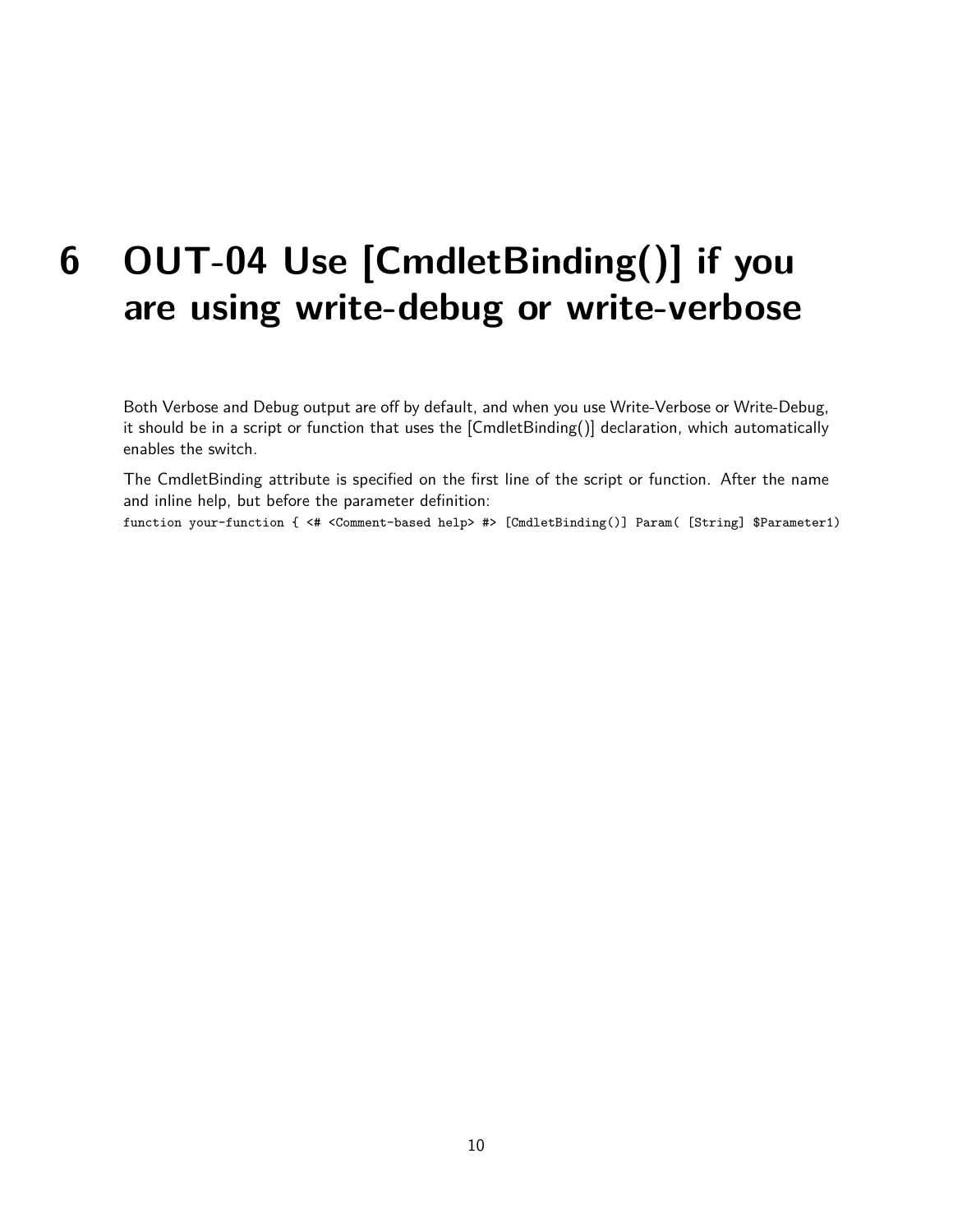# 6 OUT-04 Use [CmdletBinding()] if you are using write-debug or write-verbose

Both Verbose and Debug output are off by default, and when you use Write-Verbose or Write-Debug, it should be in a script or function that uses the [CmdletBinding()] declaration, which automatically enables the switch.

The CmdletBinding attribute is specified on the first line of the script or function. After the name and inline help, but before the parameter definition:

```
function your-function { <# <Comment-based help> #> [CmdletBinding()] Param( [String] $Parameter1)
```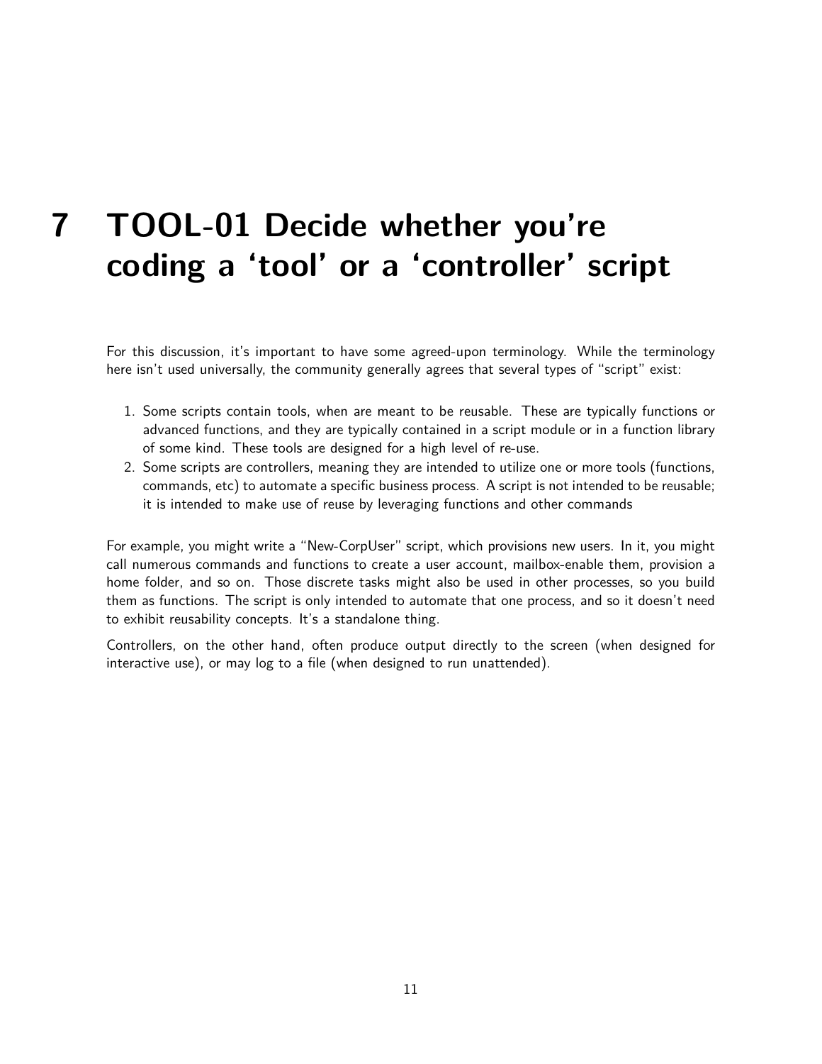# 7 TOOL-01 Decide whether you're coding a 'tool' or a 'controller' script

For this discussion, it's important to have some agreed-upon terminology. While the terminology here isn't used universally, the community generally agrees that several types of "script" exist:

1. Some scripts contain tools, when are meant to be reusable. These are typically functions or advanced functions, and they are typically contained in a script module or in a function library of some kind. These tools are designed for a high level of re-use.
2. Some scripts are controllers, meaning they are intended to utilize one or more tools (functions, commands, etc) to automate a specific business process. A script is not intended to be reusable; it is intended to make use of reuse by leveraging functions and other commands

For example, you might write a "New-CorpUser" script, which provisions new users. In it, you might call numerous commands and functions to create a user account, mailbox-enable them, provision a home folder, and so on. Those discrete tasks might also be used in other processes, so you build them as functions. The script is only intended to automate that one process, and so it doesn't need to exhibit reusability concepts. It's a standalone thing.

Controllers, on the other hand, often produce output directly to the screen (when designed for interactive use), or may log to a file (when designed to run unattended).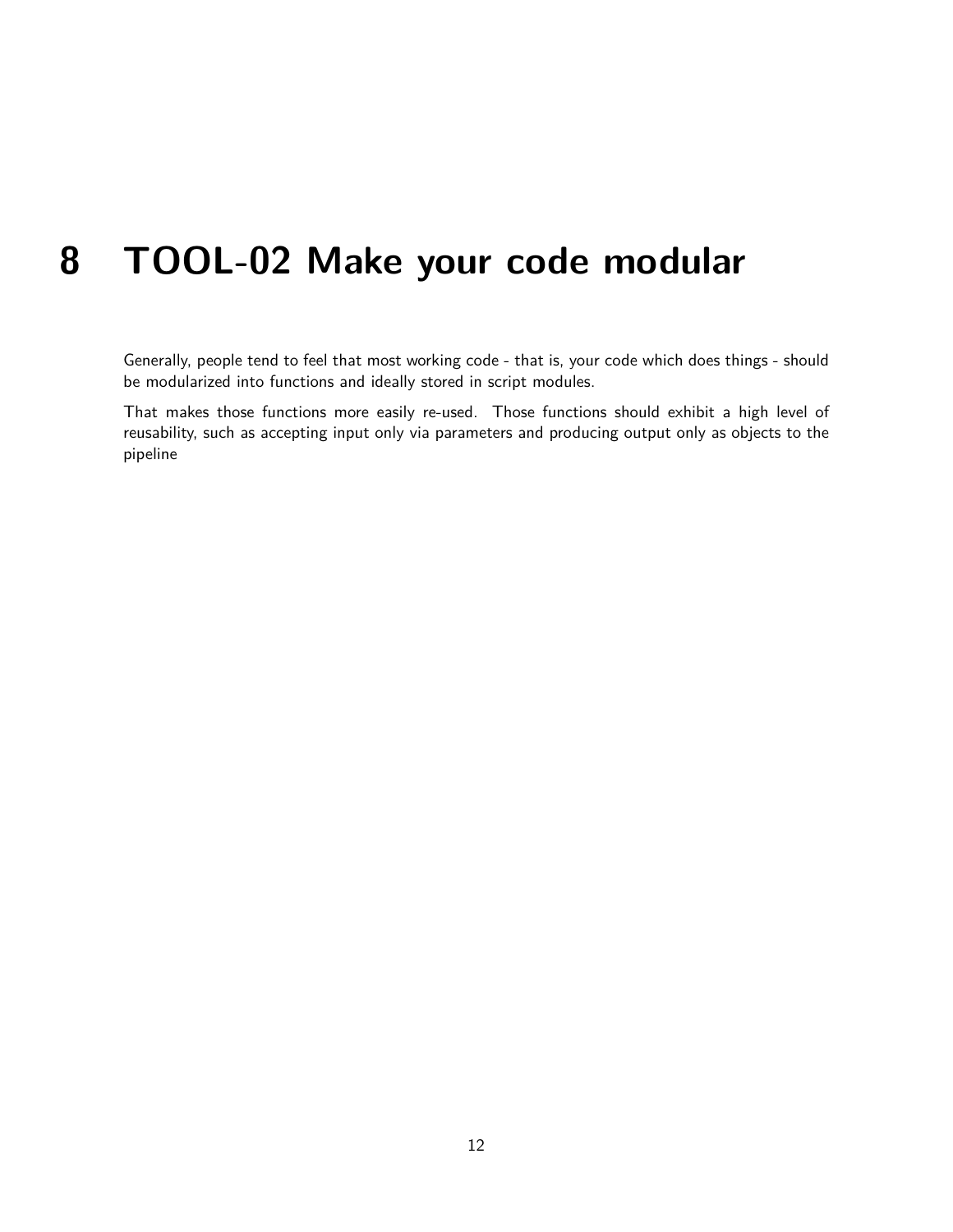# 8 TOOL-02 Make your code modular

Generally, people tend to feel that most working code - that is, your code which does things - should be modularized into functions and ideally stored in script modules.

That makes those functions more easily re-used. Those functions should exhibit a high level of reusability, such as accepting input only via parameters and producing output only as objects to the pipeline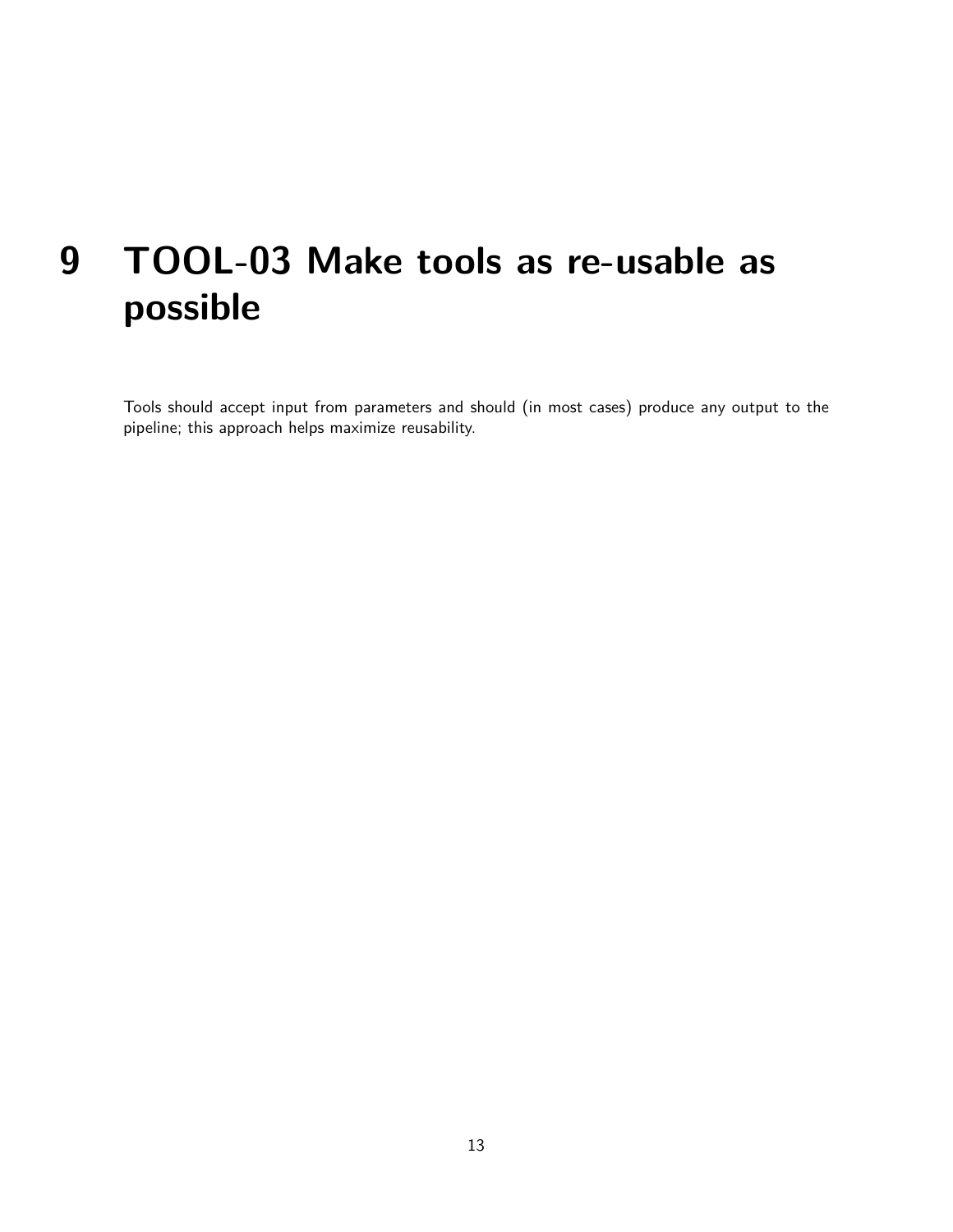# 9 TOOL-03 Make tools as re-usable as possible

Tools should accept input from parameters and should (in most cases) produce any output to the pipeline; this approach helps maximize reusability.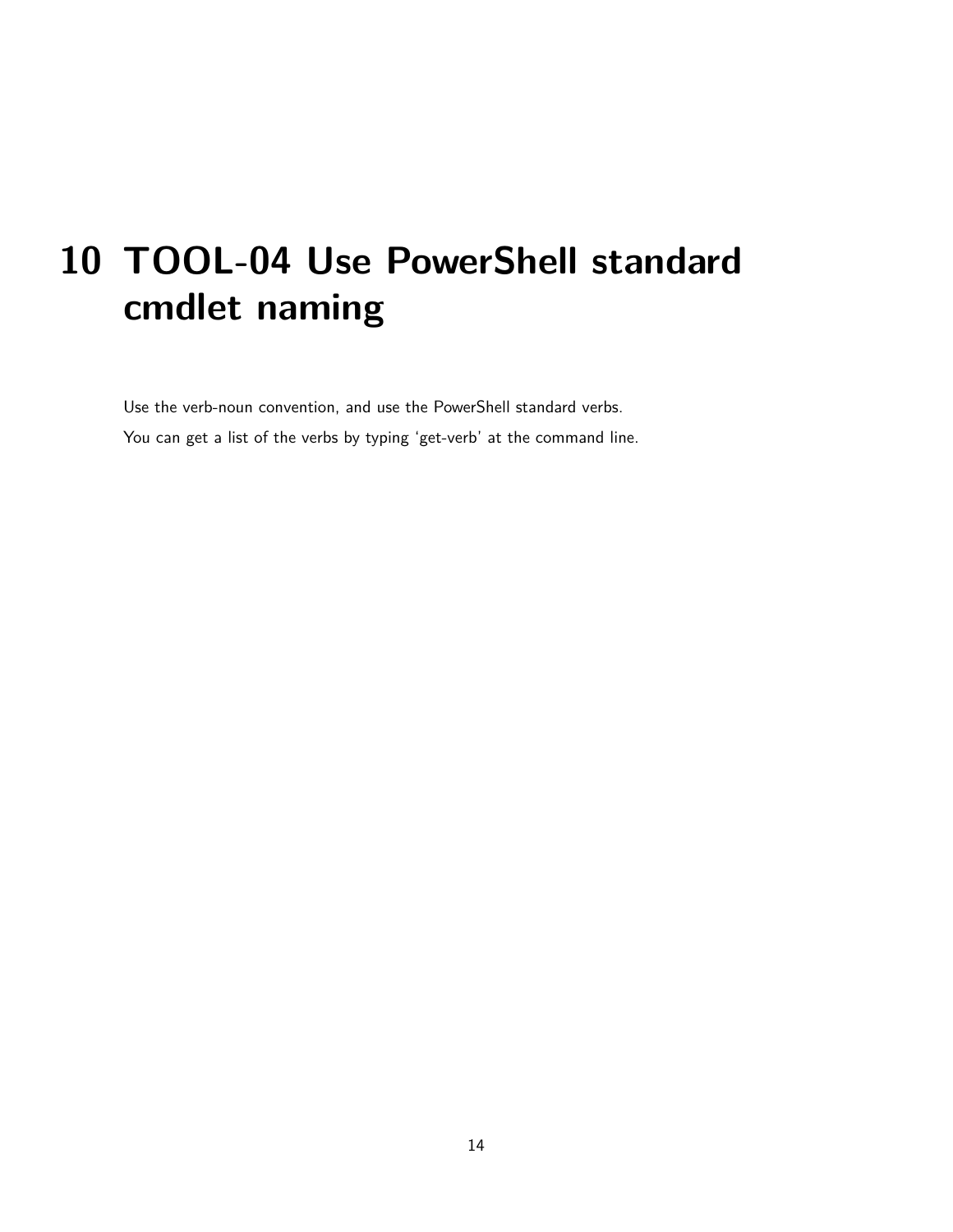# 10 TOOL-04 Use PowerShell standard cmdlet naming

Use the verb-noun convention, and use the PowerShell standard verbs.

You can get a list of the verbs by typing 'get-verb' at the command line.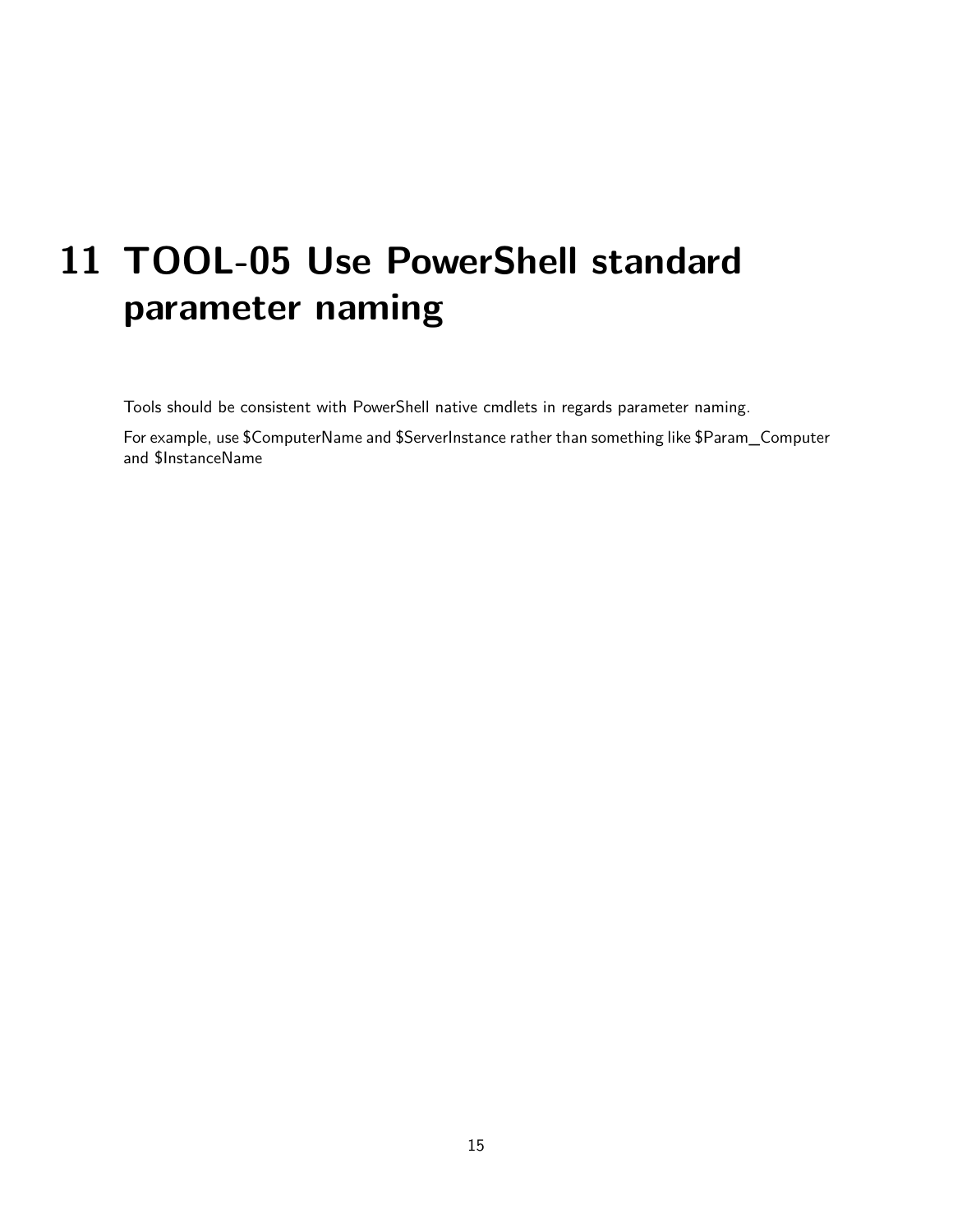# 11 TOOL-05 Use PowerShell standard parameter naming

Tools should be consistent with PowerShell native cmdlets in regards parameter naming.

For example, use $ComputerName and $ServerInstance rather than something like $Param_Computer and $InstanceName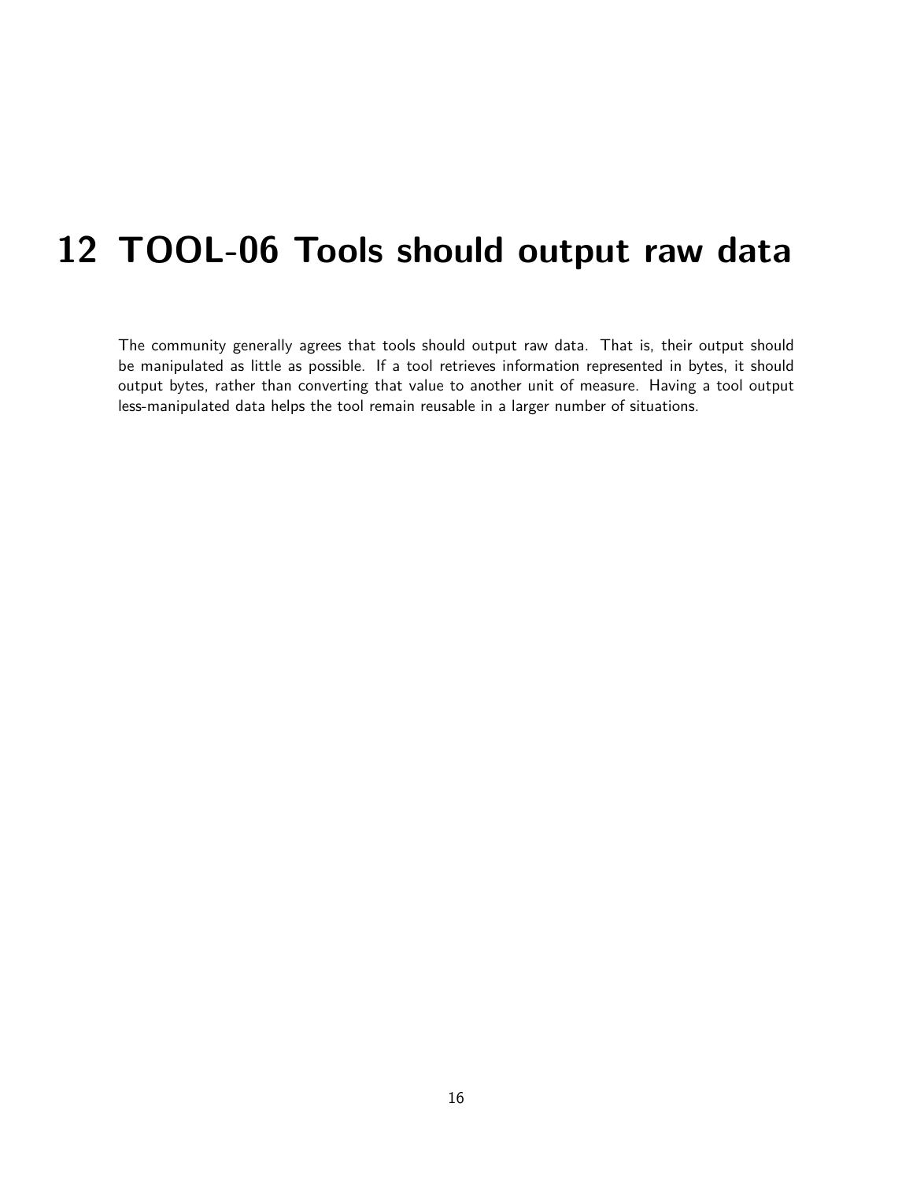# 12 TOOL-06 Tools should output raw data

The community generally agrees that tools should output raw data. That is, their output should be manipulated as little as possible. If a tool retrieves information represented in bytes, it should output bytes, rather than converting that value to another unit of measure. Having a tool output less-manipulated data helps the tool remain reusable in a larger number of situations.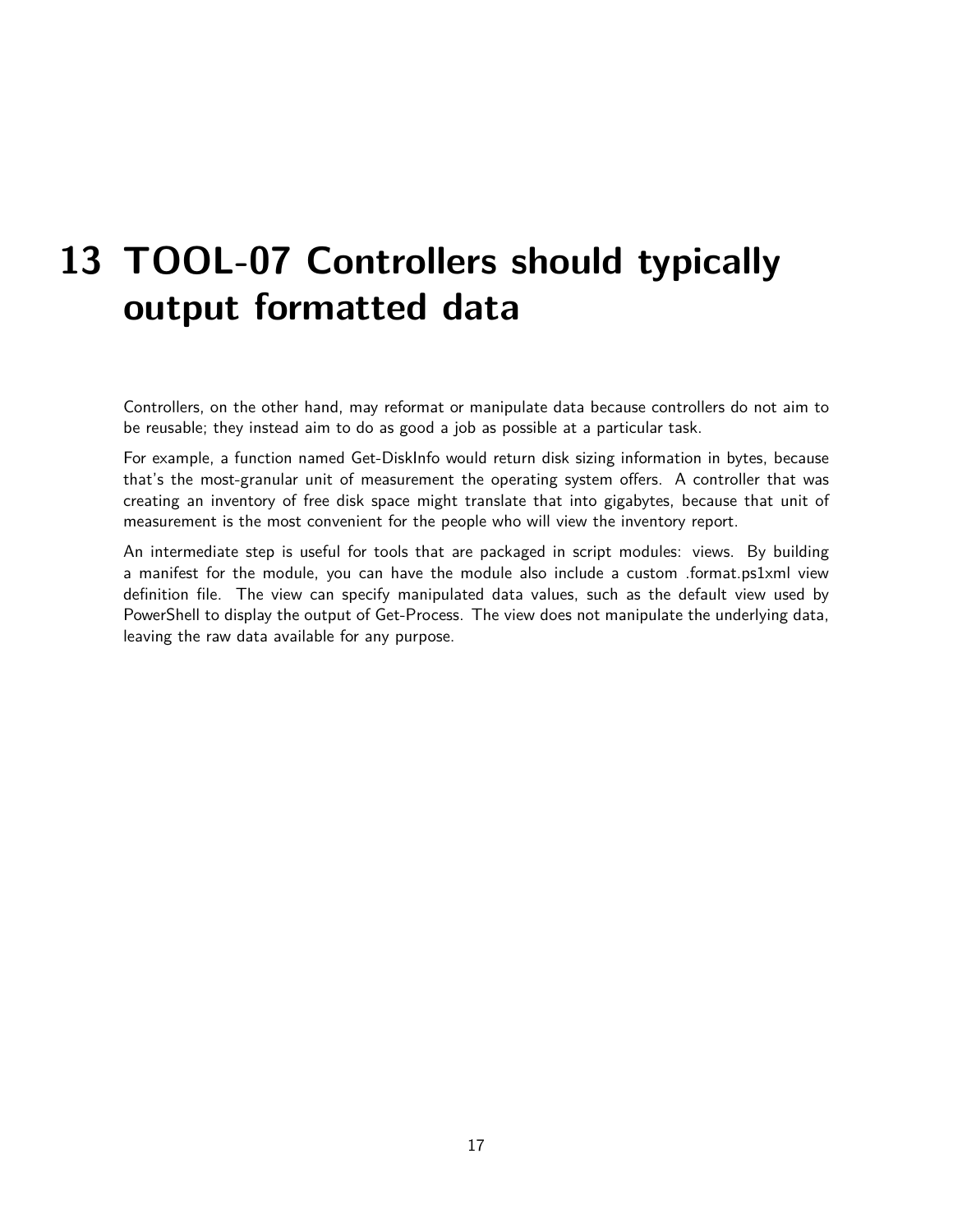# 13 TOOL-07 Controllers should typically output formatted data

Controllers, on the other hand, may reformat or manipulate data because controllers do not aim to be reusable; they instead aim to do as good a job as possible at a particular task.

For example, a function named Get-DiskInfo would return disk sizing information in bytes, because that's the most-granular unit of measurement the operating system offers. A controller that was creating an inventory of free disk space might translate that into gigabytes, because that unit of measurement is the most convenient for the people who will view the inventory report.

An intermediate step is useful for tools that are packaged in script modules: views. By building a manifest for the module, you can have the module also include a custom .format.ps1xml view definition file. The view can specify manipulated data values, such as the default view used by PowerShell to display the output of Get-Process. The view does not manipulate the underlying data, leaving the raw data available for any purpose.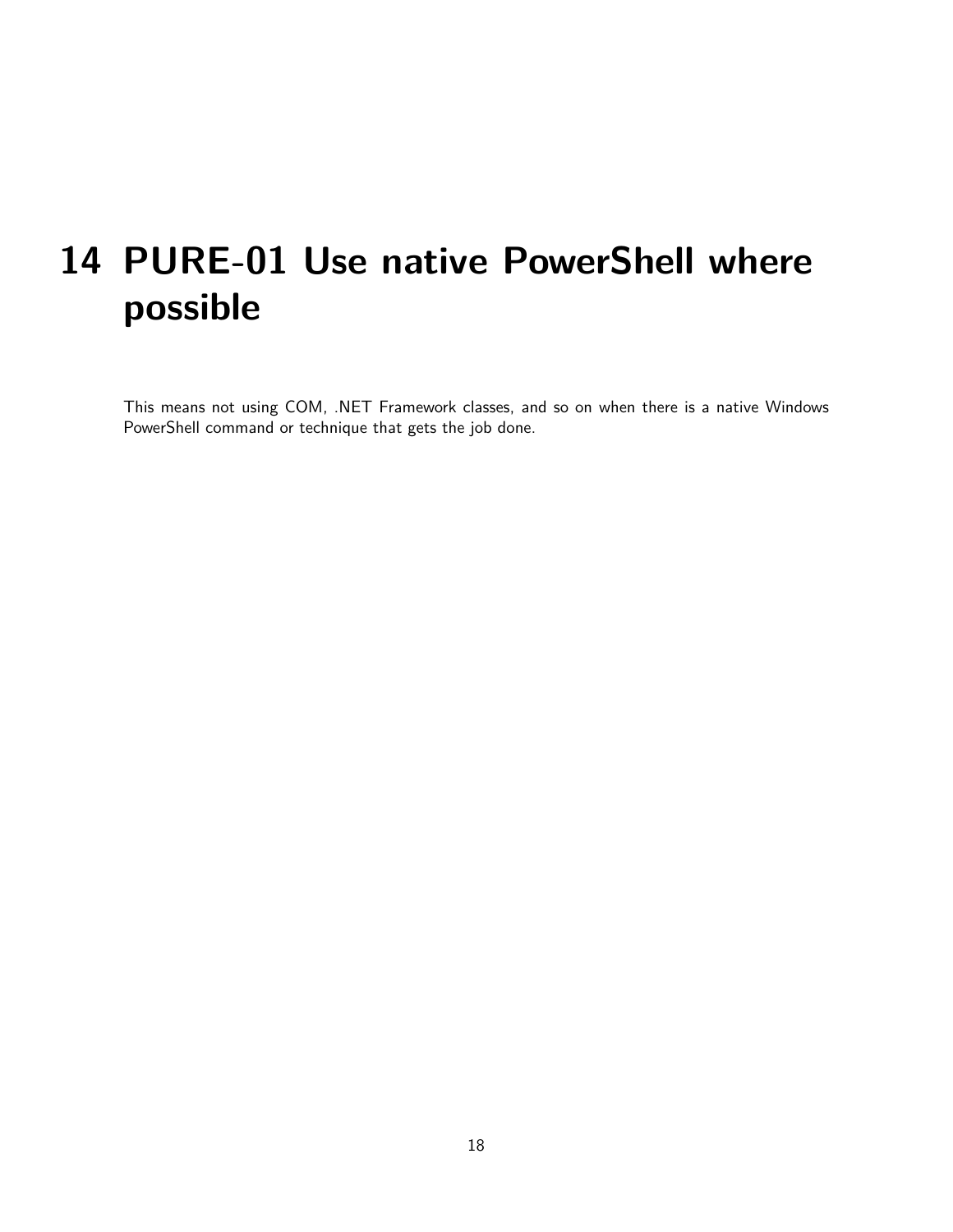# 14 PURE-01 Use native PowerShell where possible

This means not using COM, .NET Framework classes, and so on when there is a native Windows PowerShell command or technique that gets the job done.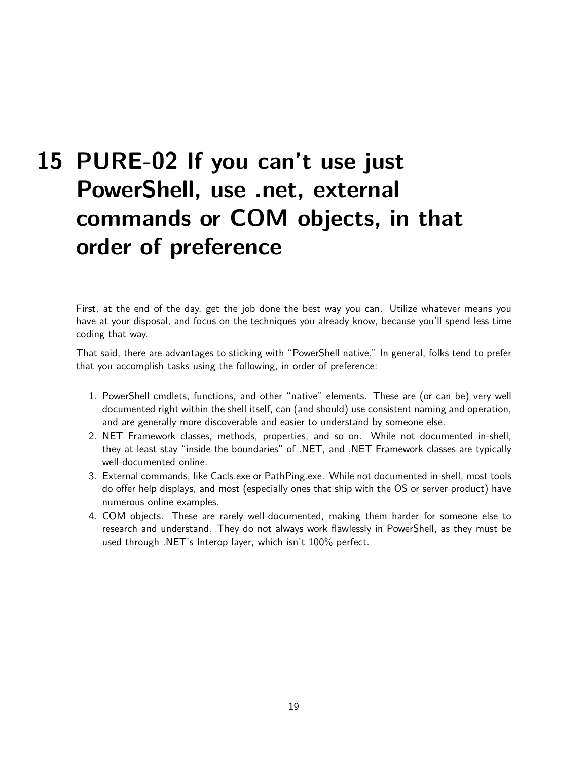# 15 PURE-02 If you can't use just PowerShell, use .net, external commands or COM objects, in that order of preference

First, at the end of the day, get the job done the best way you can. Utilize whatever means you have at your disposal, and focus on the techniques you already know, because you'll spend less time coding that way.

That said, there are advantages to sticking with "PowerShell native." In general, folks tend to prefer that you accomplish tasks using the following, in order of preference:

1. PowerShell cmdlets, functions, and other "native" elements. These are (or can be) very well documented right within the shell itself, can (and should) use consistent naming and operation, and are generally more discoverable and easier to understand by someone else.
2. NET Framework classes, methods, properties, and so on. While not documented in-shell, they at least stay "inside the boundaries" of .NET, and .NET Framework classes are typically well-documented online.
3. External commands, like Cacls.exe or PathPing.exe. While not documented in-shell, most tools do offer help displays, and most (especially ones that ship with the OS or server product) have numerous online examples.
4. COM objects. These are rarely well-documented, making them harder for someone else to research and understand. They do not always work flawlessly in PowerShell, as they must be used through .NET's Interop layer, which isn't 100% perfect.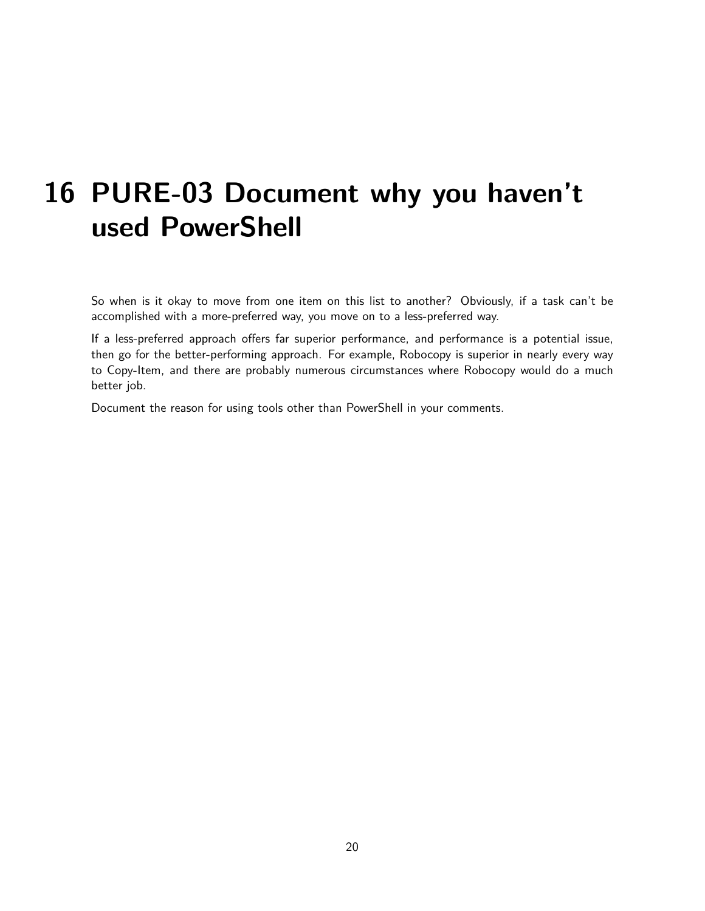# 16 PURE-03 Document why you haven't used PowerShell

So when is it okay to move from one item on this list to another? Obviously, if a task can't be accomplished with a more-preferred way, you move on to a less-preferred way.

If a less-preferred approach offers far superior performance, and performance is a potential issue, then go for the better-performing approach. For example, Robocopy is superior in nearly every way to Copy-Item, and there are probably numerous circumstances where Robocopy would do a much better job.

Document the reason for using tools other than PowerShell in your comments.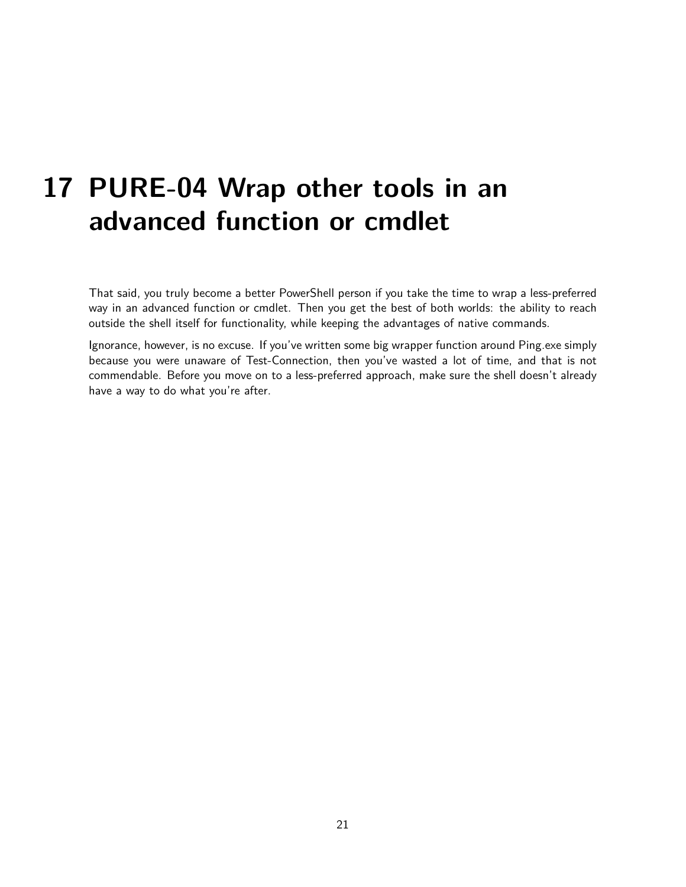# 17 PURE-04 Wrap other tools in an advanced function or cmdlet

That said, you truly become a better PowerShell person if you take the time to wrap a less-preferred way in an advanced function or cmdlet. Then you get the best of both worlds: the ability to reach outside the shell itself for functionality, while keeping the advantages of native commands.

Ignorance, however, is no excuse. If you've written some big wrapper function around Ping.exe simply because you were unaware of Test-Connection, then you've wasted a lot of time, and that is not commendable. Before you move on to a less-preferred approach, make sure the shell doesn't already have a way to do what you're after.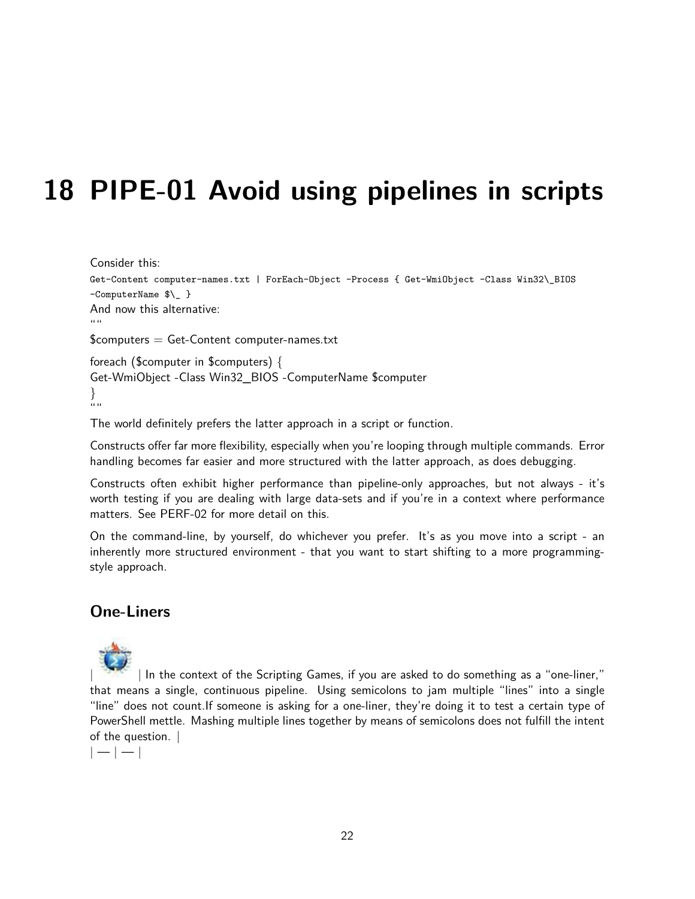# 18 PIPE-01 Avoid using pipelines in scripts

Consider this:

```
Get-Content computer-names.txt | ForEach-Object -Process { Get-WmiObject -Class Win32\_BIOS -ComputerName $\_ }
```

And now this alternative:

```
$computers = Get-Content computer-names.txt

foreach ($computer in $computers) {
Get-WmiObject -Class Win32_BIOS -ComputerName $computer
}
```

The world definitely prefers the latter approach in a script or function.

Constructs offer far more flexibility, especially when you're looping through multiple commands. Error handling becomes far easier and more structured with the latter approach, as does debugging.

Constructs often exhibit higher performance than pipeline-only approaches, but not always - it's worth testing if you are dealing with large data-sets and if you're in a context where performance matters. See PERF-02 for more detail on this.

On the command-line, by yourself, do whichever you prefer. It's as you move into a script - an inherently more structured environment - that you want to start shifting to a more programming-style approach.

## One-Liners

| | In the context of the Scripting Games, if you are asked to do something as a "one-liner," that means a single, continuous pipeline. Using semicolons to jam multiple "lines" into a single "line" does not count.If someone is asking for a one-liner, they're doing it to test a certain type of PowerShell mettle. Mashing multiple lines together by means of semicolons does not fulfill the intent of the question. |
| --- | --- |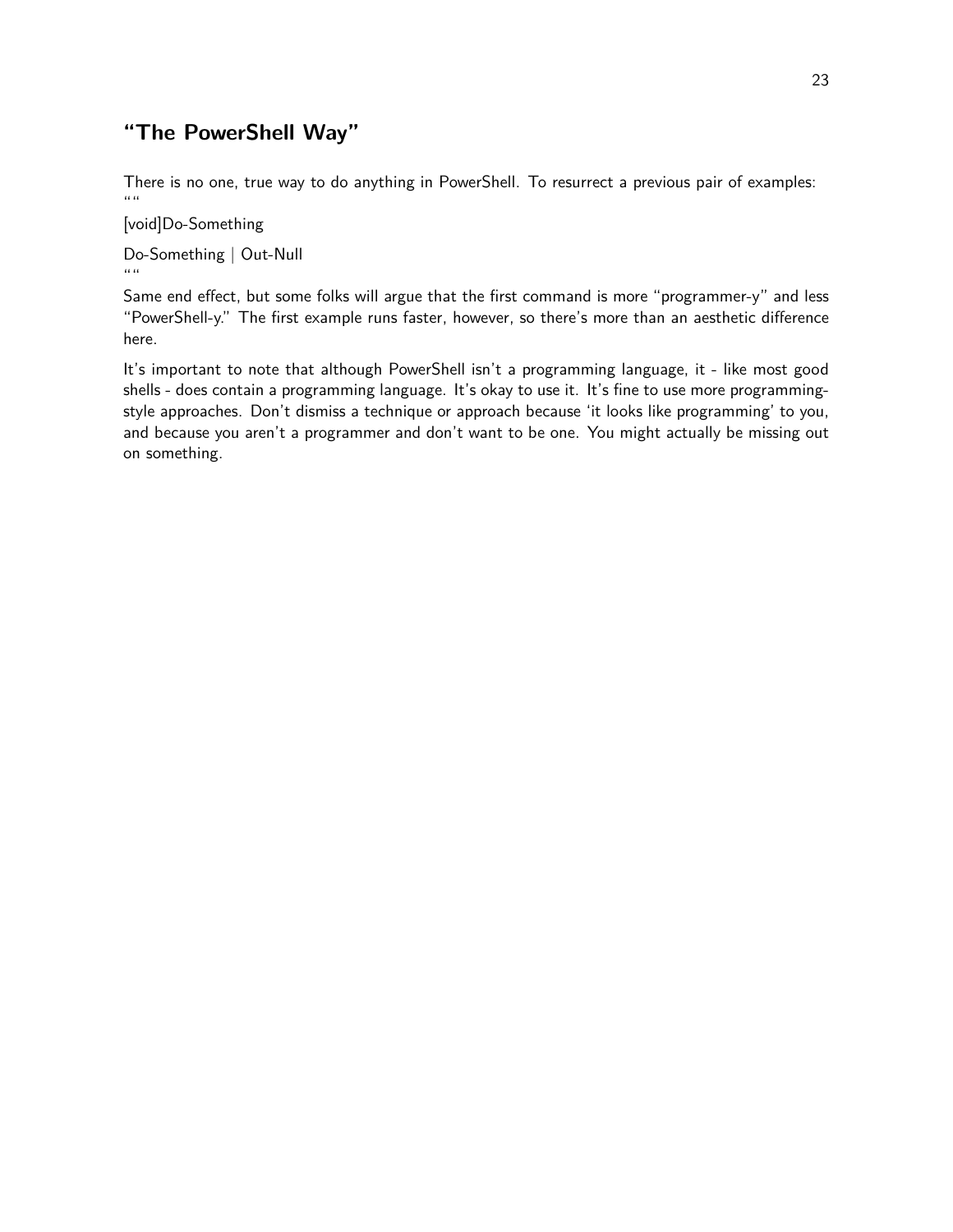## "The PowerShell Way"

There is no one, true way to do anything in PowerShell. To resurrect a previous pair of examples:

```
[void]Do-Something

Do-Something | Out-Null
```

Same end effect, but some folks will argue that the first command is more "programmer-y" and less "PowerShell-y." The first example runs faster, however, so there's more than an aesthetic difference here.

It's important to note that although PowerShell isn't a programming language, it - like most good shells - does contain a programming language. It's okay to use it. It's fine to use more programming-style approaches. Don't dismiss a technique or approach because 'it looks like programming' to you, and because you aren't a programmer and don't want to be one. You might actually be missing out on something.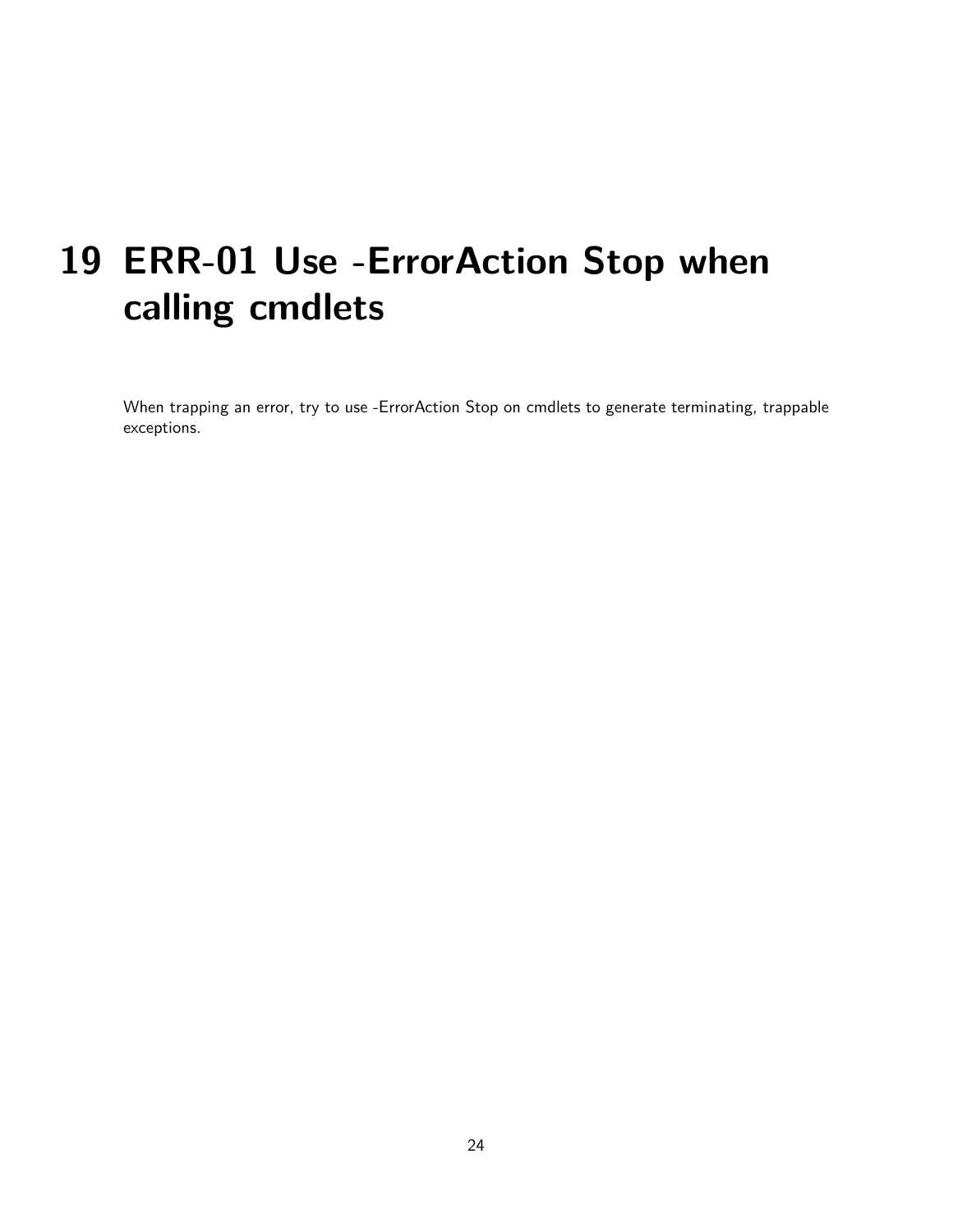# 19 ERR-01 Use -ErrorAction Stop when calling cmdlets

When trapping an error, try to use -ErrorAction Stop on cmdlets to generate terminating, trappable exceptions.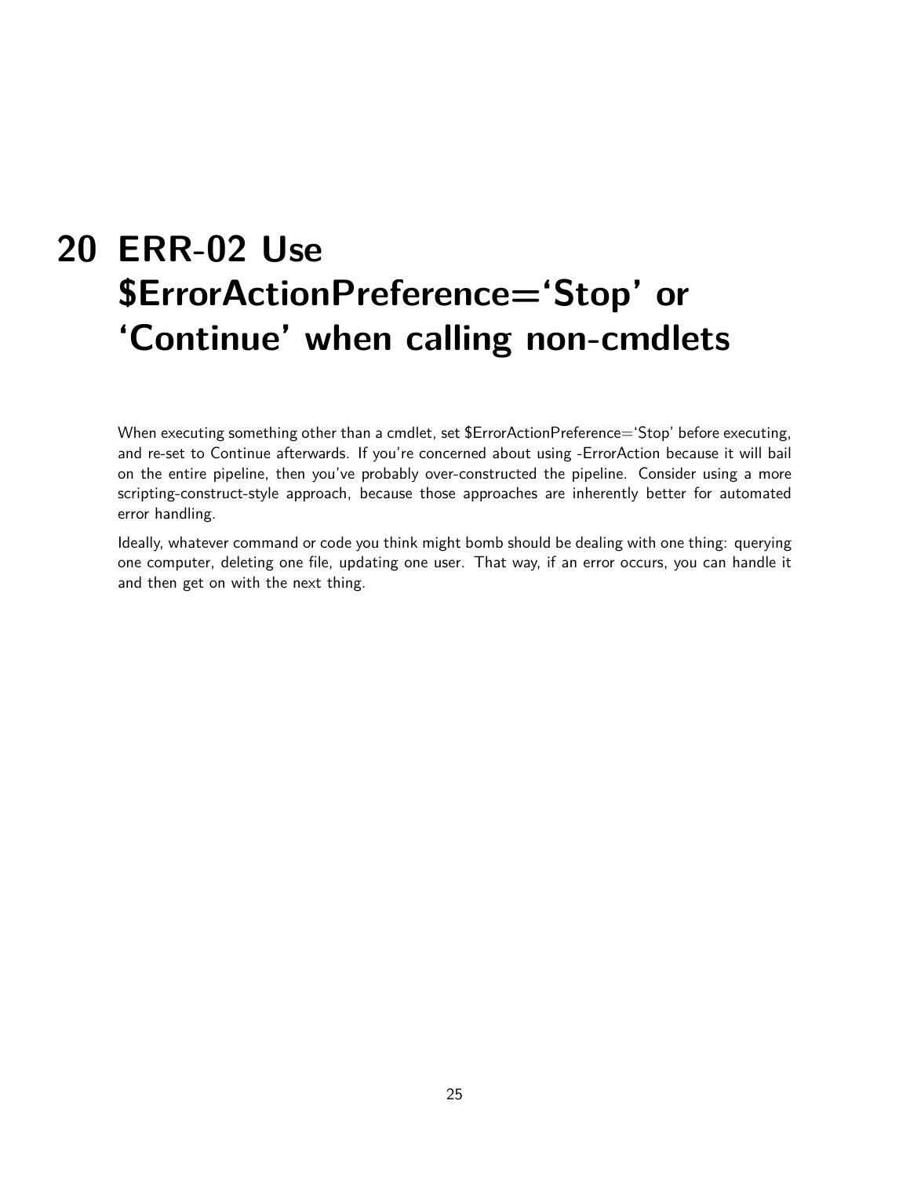# 20 ERR-02 Use $ErrorActionPreference='Stop' or 'Continue' when calling non-cmdlets

When executing something other than a cmdlet, set $ErrorActionPreference='Stop' before executing, and re-set to Continue afterwards. If you're concerned about using -ErrorAction because it will bail on the entire pipeline, then you've probably over-constructed the pipeline. Consider using a more scripting-construct-style approach, because those approaches are inherently better for automated error handling.

Ideally, whatever command or code you think might bomb should be dealing with one thing: querying one computer, deleting one file, updating one user. That way, if an error occurs, you can handle it and then get on with the next thing.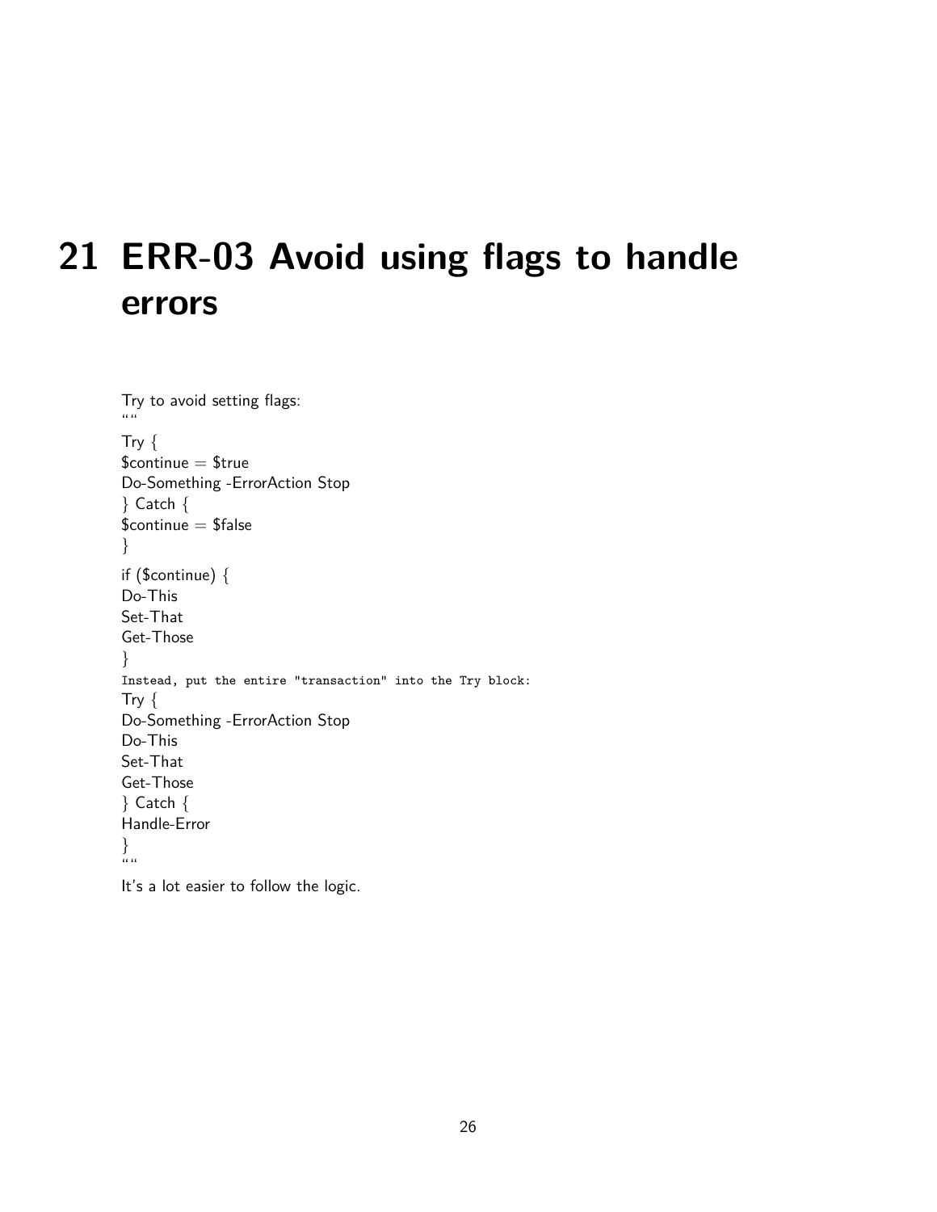# 21 ERR-03 Avoid using flags to handle errors

Try to avoid setting flags:
""
Try {
$continue = $true
Do-Something -ErrorAction Stop
} Catch {
$continue = $false
}
if ($continue) {
Do-This
Set-That
Get-Those
}
`Instead, put the entire "transaction" into the Try block:`
Try {
Do-Something -ErrorAction Stop
Do-This
Set-That
Get-Those
} Catch {
Handle-Error
}
""

It's a lot easier to follow the logic.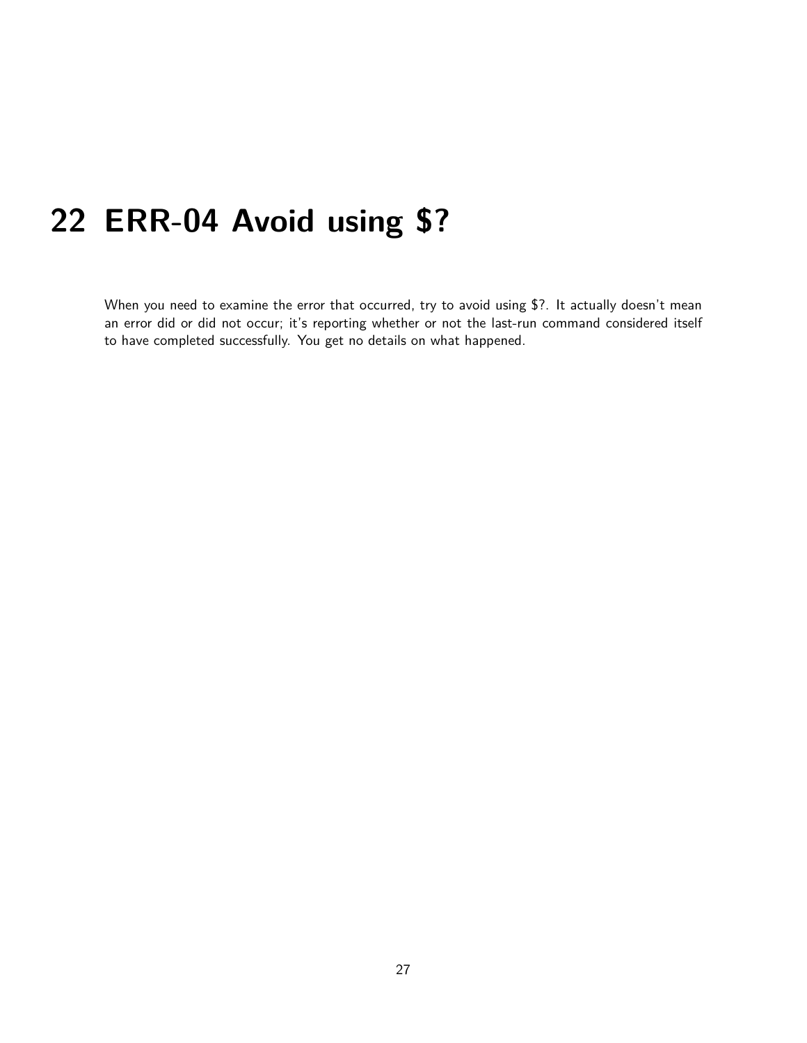# 22 ERR-04 Avoid using $?

When you need to examine the error that occurred, try to avoid using $?. It actually doesn't mean an error did or did not occur; it's reporting whether or not the last-run command considered itself to have completed successfully. You get no details on what happened.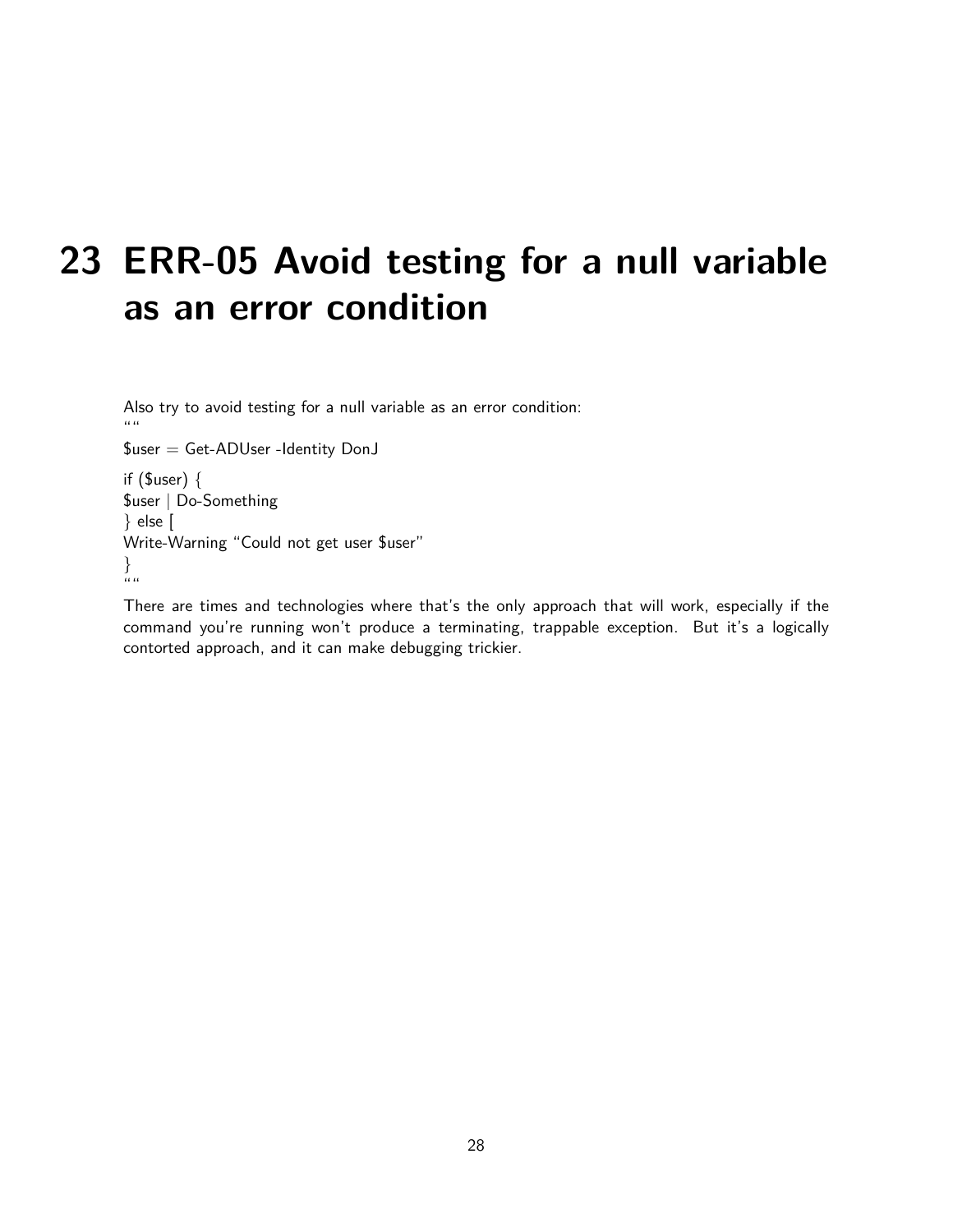# 23 ERR-05 Avoid testing for a null variable as an error condition

Also try to avoid testing for a null variable as an error condition:

``````
$user = Get-ADUser -Identity DonJ

if ($user) {
$user | Do-Something
} else [
Write-Warning "Could not get user $user"
}
``````

There are times and technologies where that's the only approach that will work, especially if the command you're running won't produce a terminating, trappable exception. But it's a logically contorted approach, and it can make debugging trickier.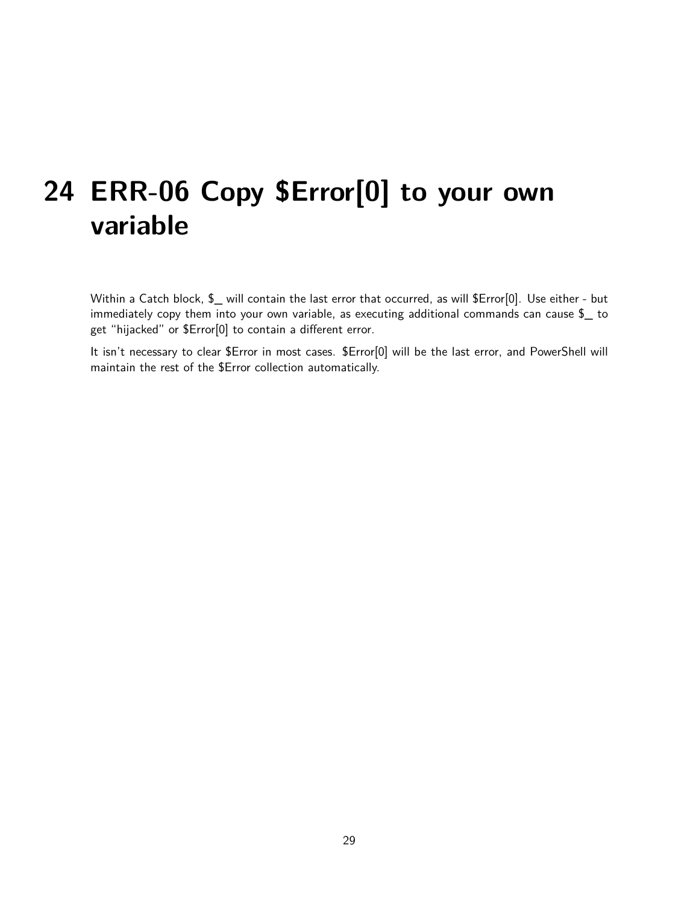# 24 ERR-06 Copy $Error[0] to your own variable

Within a Catch block, $_ will contain the last error that occurred, as will $Error[0]. Use either - but immediately copy them into your own variable, as executing additional commands can cause $_ to get "hijacked" or $Error[0] to contain a different error.

It isn't necessary to clear $Error in most cases. $Error[0] will be the last error, and PowerShell will maintain the rest of the $Error collection automatically.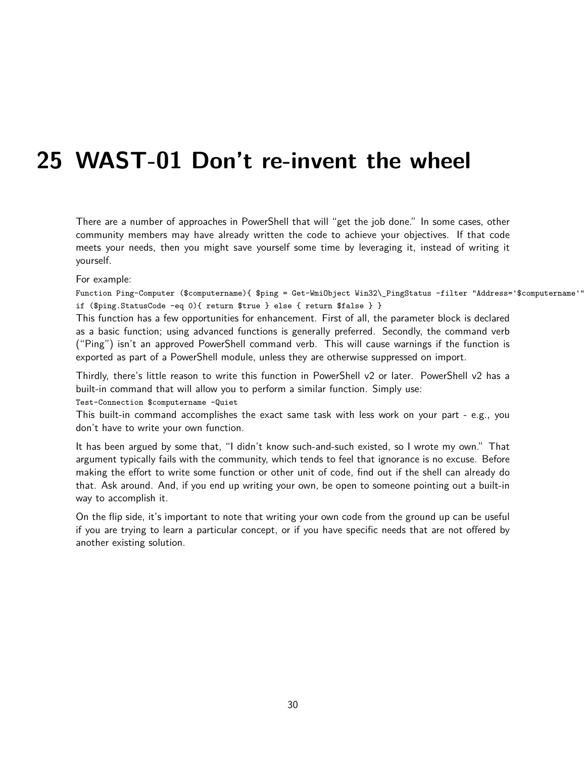# 25 WAST-01 Don't re-invent the wheel

There are a number of approaches in PowerShell that will "get the job done." In some cases, other community members may have already written the code to achieve your objectives. If that code meets your needs, then you might save yourself some time by leveraging it, instead of writing it yourself.

For example:

```
Function Ping-Computer ($computername){ $ping = Get-WmiObject Win32\_PingStatus -filter "Address='$computername'"
if ($ping.StatusCode -eq 0){ return $true } else { return $false } }
```

This function has a few opportunities for enhancement. First of all, the parameter block is declared as a basic function; using advanced functions is generally preferred. Secondly, the command verb ("Ping") isn't an approved PowerShell command verb. This will cause warnings if the function is exported as part of a PowerShell module, unless they are otherwise suppressed on import.

Thirdly, there's little reason to write this function in PowerShell v2 or later. PowerShell v2 has a built-in command that will allow you to perform a similar function. Simply use:

```
Test-Connection $computername -Quiet
```

This built-in command accomplishes the exact same task with less work on your part - e.g., you don't have to write your own function.

It has been argued by some that, "I didn't know such-and-such existed, so I wrote my own." That argument typically fails with the community, which tends to feel that ignorance is no excuse. Before making the effort to write some function or other unit of code, find out if the shell can already do that. Ask around. And, if you end up writing your own, be open to someone pointing out a built-in way to accomplish it.

On the flip side, it's important to note that writing your own code from the ground up can be useful if you are trying to learn a particular concept, or if you have specific needs that are not offered by another existing solution.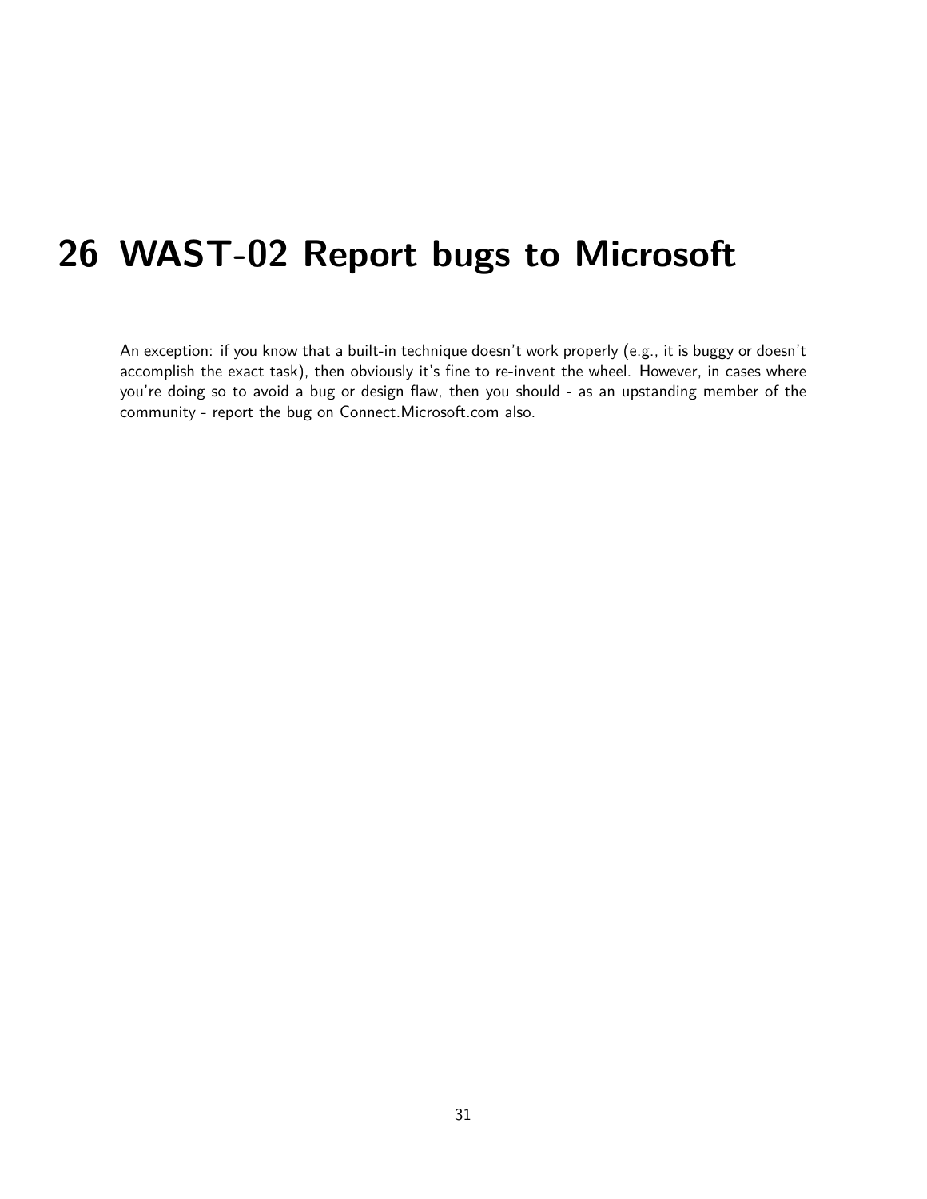# 26 WAST-02 Report bugs to Microsoft

An exception: if you know that a built-in technique doesn't work properly (e.g., it is buggy or doesn't accomplish the exact task), then obviously it's fine to re-invent the wheel. However, in cases where you're doing so to avoid a bug or design flaw, then you should - as an upstanding member of the community - report the bug on Connect.Microsoft.com also.